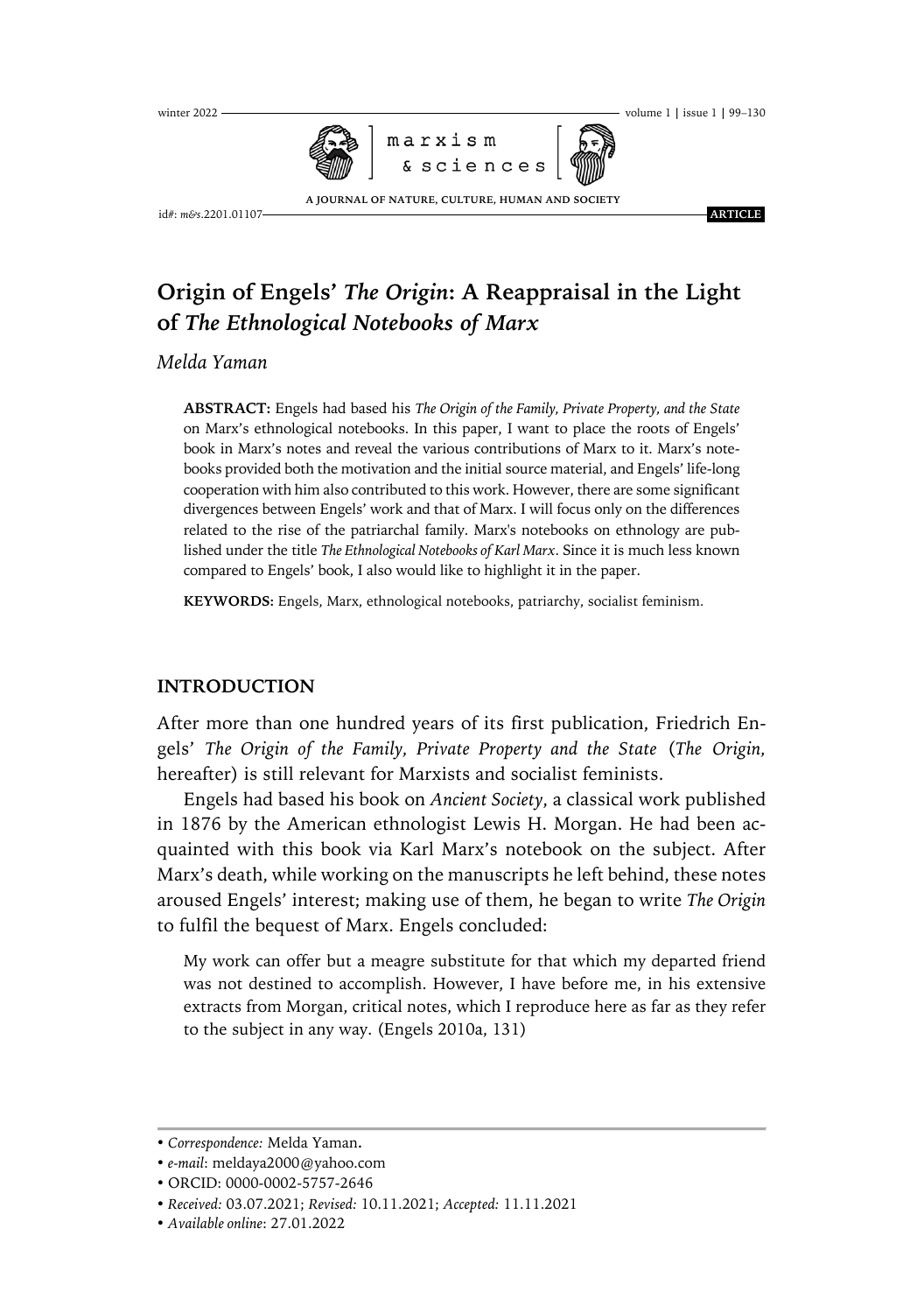# Origin of Engels' *The Origin*: A Reappraisal in the Light of *The Ethnological Notebooks of Marx*

*Melda Yaman*

**ABSTRACT:** Engels had based his *The Origin of the Family, Private Property, and the State* on Marx's ethnological notebooks. In this paper, I want to place the roots of Engels' book in Marx's notes and reveal the various contributions of Marx to it. Marx's notebooks provided both the motivation and the initial source material, and Engels' life-long cooperation with him also contributed to this work. However, there are some significant divergences between Engels' work and that of Marx. I will focus only on the differences related to the rise of the patriarchal family. Marx's notebooks on ethnology are published under the title *The Ethnological Notebooks of Karl Marx*. Since it is much less known compared to Engels' book, I also would like to highlight it in the paper.

**KEYWORDS:** Engels, Marx, ethnological notebooks, patriarchy, socialist feminism.

## INTRODUCTION

After more than one hundred years of its first publication, Friedrich Engels' *The Origin of the Family, Private Property and the State* (*The Origin,* hereafter) is still relevant for Marxists and socialist feminists.

Engels had based his book on *Ancient Society*, a classical work published in 1876 by the American ethnologist Lewis H. Morgan. He had been acquainted with this book via Karl Marx's notebook on the subject. After Marx's death, while working on the manuscripts he left behind, these notes aroused Engels' interest; making use of them, he began to write *The Origin* to fulfil the bequest of Marx. Engels concluded:

> My work can offer but a meagre substitute for that which my departed friend was not destined to accomplish. However, I have before me, in his extensive extracts from Morgan, critical notes, which I reproduce here as far as they refer to the subject in any way. (Engels 2010a, 131)

---

- *Correspondence:* Melda Yaman.
- *e-mail*: meldaya2000@yahoo.com
- ORCID: 0000-0002-5757-2646
- *Received:* 03.07.2021; *Revised:* 10.11.2021; *Accepted:* 11.11.2021
- *Available online*: 27.01.2022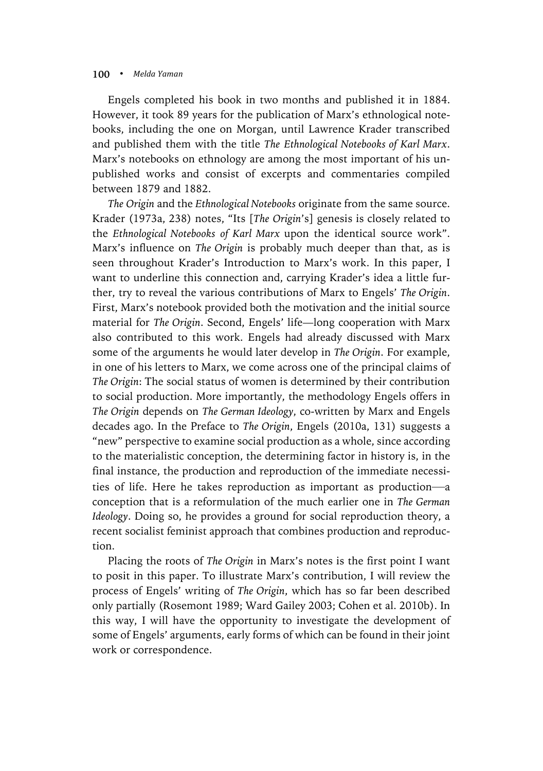Engels completed his book in two months and published it in 1884. However, it took 89 years for the publication of Marx's ethnological notebooks, including the one on Morgan, until Lawrence Krader transcribed and published them with the title *The Ethnological Notebooks of Karl Marx*. Marx's notebooks on ethnology are among the most important of his unpublished works and consist of excerpts and commentaries compiled between 1879 and 1882.

*The Origin* and the *Ethnological Notebooks* originate from the same source. Krader (1973a, 238) notes, "Its [*The Origin*'s] genesis is closely related to the *Ethnological Notebooks of Karl Marx* upon the identical source work". Marx's influence on *The Origin* is probably much deeper than that, as is seen throughout Krader's Introduction to Marx's work. In this paper, I want to underline this connection and, carrying Krader's idea a little further, try to reveal the various contributions of Marx to Engels' *The Origin*. First, Marx's notebook provided both the motivation and the initial source material for *The Origin*. Second, Engels' life—long cooperation with Marx also contributed to this work. Engels had already discussed with Marx some of the arguments he would later develop in *The Origin*. For example, in one of his letters to Marx, we come across one of the principal claims of *The Origin*: The social status of women is determined by their contribution to social production. More importantly, the methodology Engels offers in *The Origin* depends on *The German Ideology*, co-written by Marx and Engels decades ago. In the Preface to *The Origin*, Engels (2010a, 131) suggests a "new" perspective to examine social production as a whole, since according to the materialistic conception, the determining factor in history is, in the final instance, the production and reproduction of the immediate necessities of life. Here he takes reproduction as important as production—a conception that is a reformulation of the much earlier one in *The German Ideology*. Doing so, he provides a ground for social reproduction theory, a recent socialist feminist approach that combines production and reproduction.

Placing the roots of *The Origin* in Marx's notes is the first point I want to posit in this paper. To illustrate Marx's contribution, I will review the process of Engels' writing of *The Origin*, which has so far been described only partially (Rosemont 1989; Ward Gailey 2003; Cohen et al. 2010b). In this way, I will have the opportunity to investigate the development of some of Engels' arguments, early forms of which can be found in their joint work or correspondence.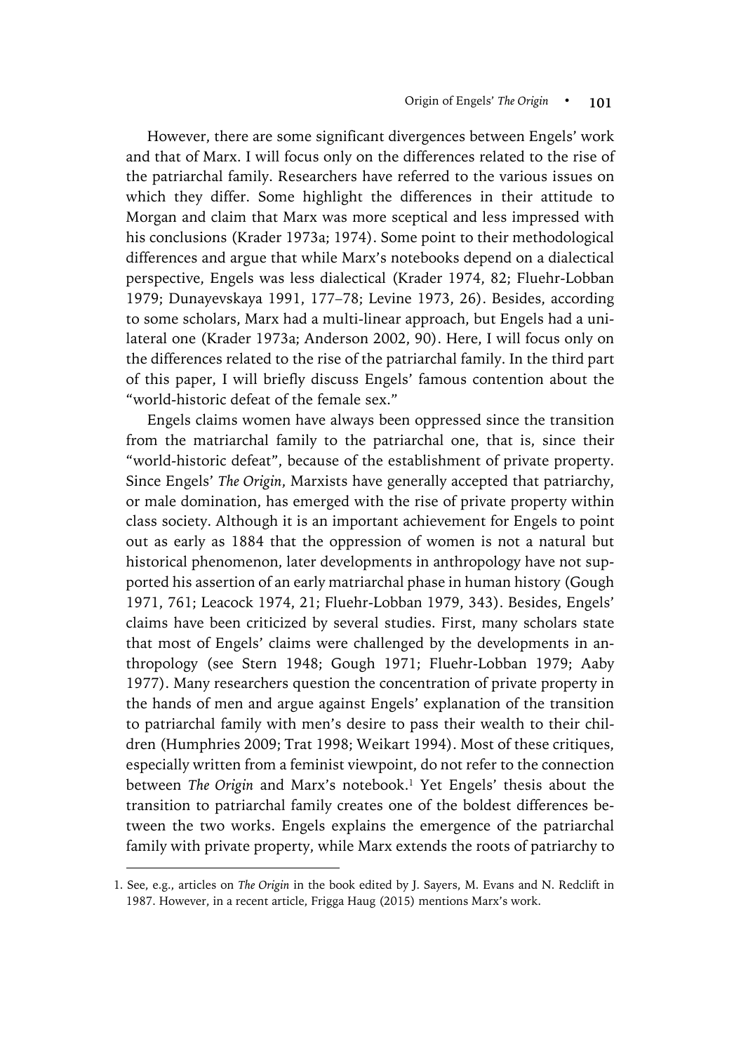However, there are some significant divergences between Engels' work and that of Marx. I will focus only on the differences related to the rise of the patriarchal family. Researchers have referred to the various issues on which they differ. Some highlight the differences in their attitude to Morgan and claim that Marx was more sceptical and less impressed with his conclusions (Krader 1973a; 1974). Some point to their methodological differences and argue that while Marx's notebooks depend on a dialectical perspective, Engels was less dialectical (Krader 1974, 82; Fluehr-Lobban 1979; Dunayevskaya 1991, 177–78; Levine 1973, 26). Besides, according to some scholars, Marx had a multi-linear approach, but Engels had a unilateral one (Krader 1973a; Anderson 2002, 90). Here, I will focus only on the differences related to the rise of the patriarchal family. In the third part of this paper, I will briefly discuss Engels' famous contention about the "world-historic defeat of the female sex."

Engels claims women have always been oppressed since the transition from the matriarchal family to the patriarchal one, that is, since their "world-historic defeat", because of the establishment of private property. Since Engels' *The Origin*, Marxists have generally accepted that patriarchy, or male domination, has emerged with the rise of private property within class society. Although it is an important achievement for Engels to point out as early as 1884 that the oppression of women is not a natural but historical phenomenon, later developments in anthropology have not supported his assertion of an early matriarchal phase in human history (Gough 1971, 761; Leacock 1974, 21; Fluehr-Lobban 1979, 343). Besides, Engels' claims have been criticized by several studies. First, many scholars state that most of Engels' claims were challenged by the developments in anthropology (see Stern 1948; Gough 1971; Fluehr-Lobban 1979; Aaby 1977). Many researchers question the concentration of private property in the hands of men and argue against Engels' explanation of the transition to patriarchal family with men's desire to pass their wealth to their children (Humphries 2009; Trat 1998; Weikart 1994). Most of these critiques, especially written from a feminist viewpoint, do not refer to the connection between *The Origin* and Marx's notebook.[1] Yet Engels' thesis about the transition to patriarchal family creates one of the boldest differences between the two works. Engels explains the emergence of the patriarchal family with private property, while Marx extends the roots of patriarchy to

1. See, e.g., articles on *The Origin* in the book edited by J. Sayers, M. Evans and N. Redclift in 1987. However, in a recent article, Frigga Haug (2015) mentions Marx's work.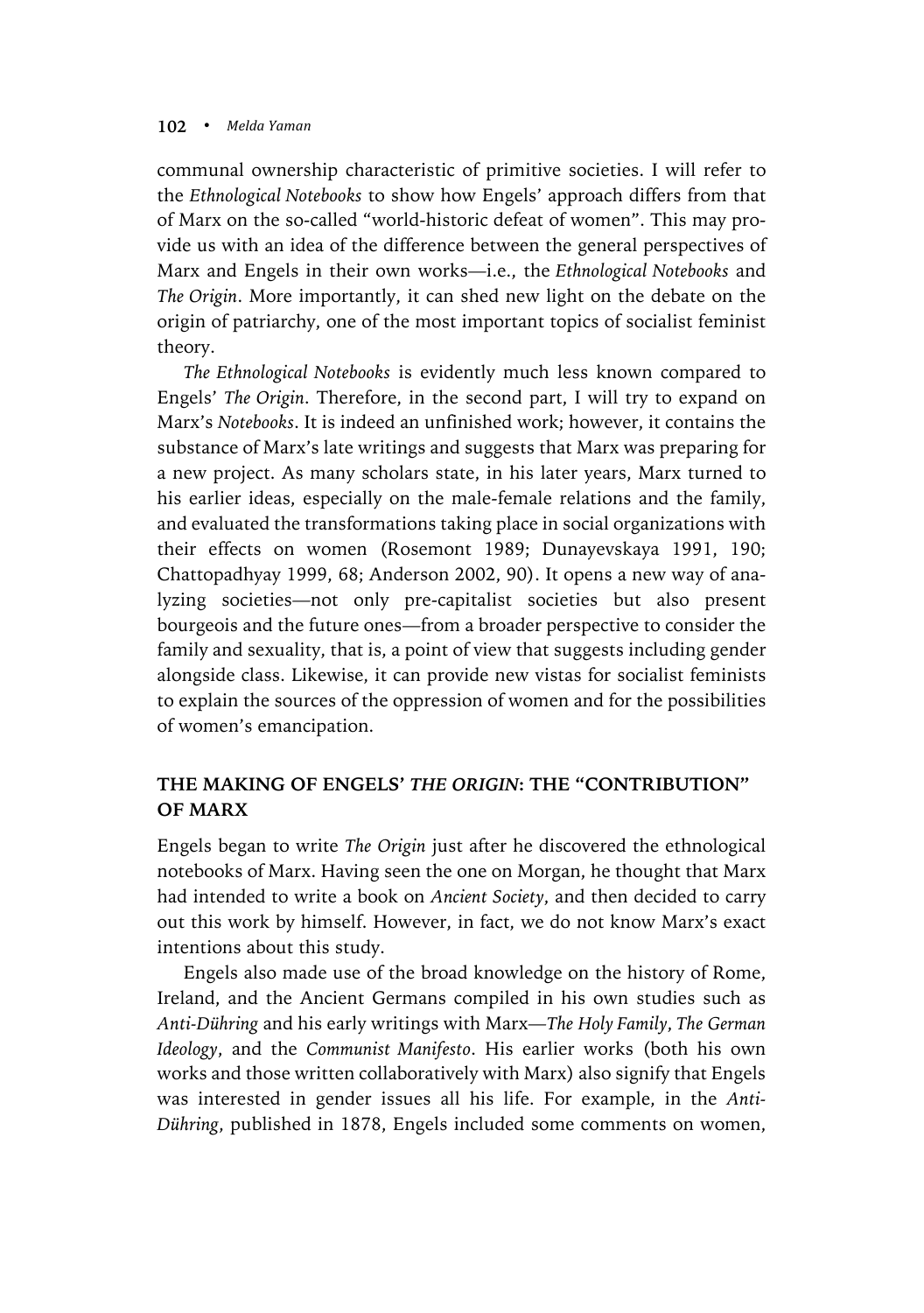communal ownership characteristic of primitive societies. I will refer to the *Ethnological Notebooks* to show how Engels' approach differs from that of Marx on the so-called "world-historic defeat of women". This may provide us with an idea of the difference between the general perspectives of Marx and Engels in their own works—i.e., the *Ethnological Notebooks* and *The Origin*. More importantly, it can shed new light on the debate on the origin of patriarchy, one of the most important topics of socialist feminist theory.

*The Ethnological Notebooks* is evidently much less known compared to Engels' *The Origin*. Therefore, in the second part, I will try to expand on Marx's *Notebooks*. It is indeed an unfinished work; however, it contains the substance of Marx's late writings and suggests that Marx was preparing for a new project. As many scholars state, in his later years, Marx turned to his earlier ideas, especially on the male-female relations and the family, and evaluated the transformations taking place in social organizations with their effects on women (Rosemont 1989; Dunayevskaya 1991, 190; Chattopadhyay 1999, 68; Anderson 2002, 90). It opens a new way of analyzing societies—not only pre-capitalist societies but also present bourgeois and the future ones—from a broader perspective to consider the family and sexuality, that is, a point of view that suggests including gender alongside class. Likewise, it can provide new vistas for socialist feminists to explain the sources of the oppression of women and for the possibilities of women's emancipation.

## THE MAKING OF ENGELS' *THE ORIGIN*: THE "CONTRIBUTION" OF MARX

Engels began to write *The Origin* just after he discovered the ethnological notebooks of Marx. Having seen the one on Morgan, he thought that Marx had intended to write a book on *Ancient Society*, and then decided to carry out this work by himself. However, in fact, we do not know Marx's exact intentions about this study.

Engels also made use of the broad knowledge on the history of Rome, Ireland, and the Ancient Germans compiled in his own studies such as *Anti-Dühring* and his early writings with Marx—*The Holy Family*, *The German Ideology*, and the *Communist Manifesto*. His earlier works (both his own works and those written collaboratively with Marx) also signify that Engels was interested in gender issues all his life. For example, in the *Anti-Dühring*, published in 1878, Engels included some comments on women,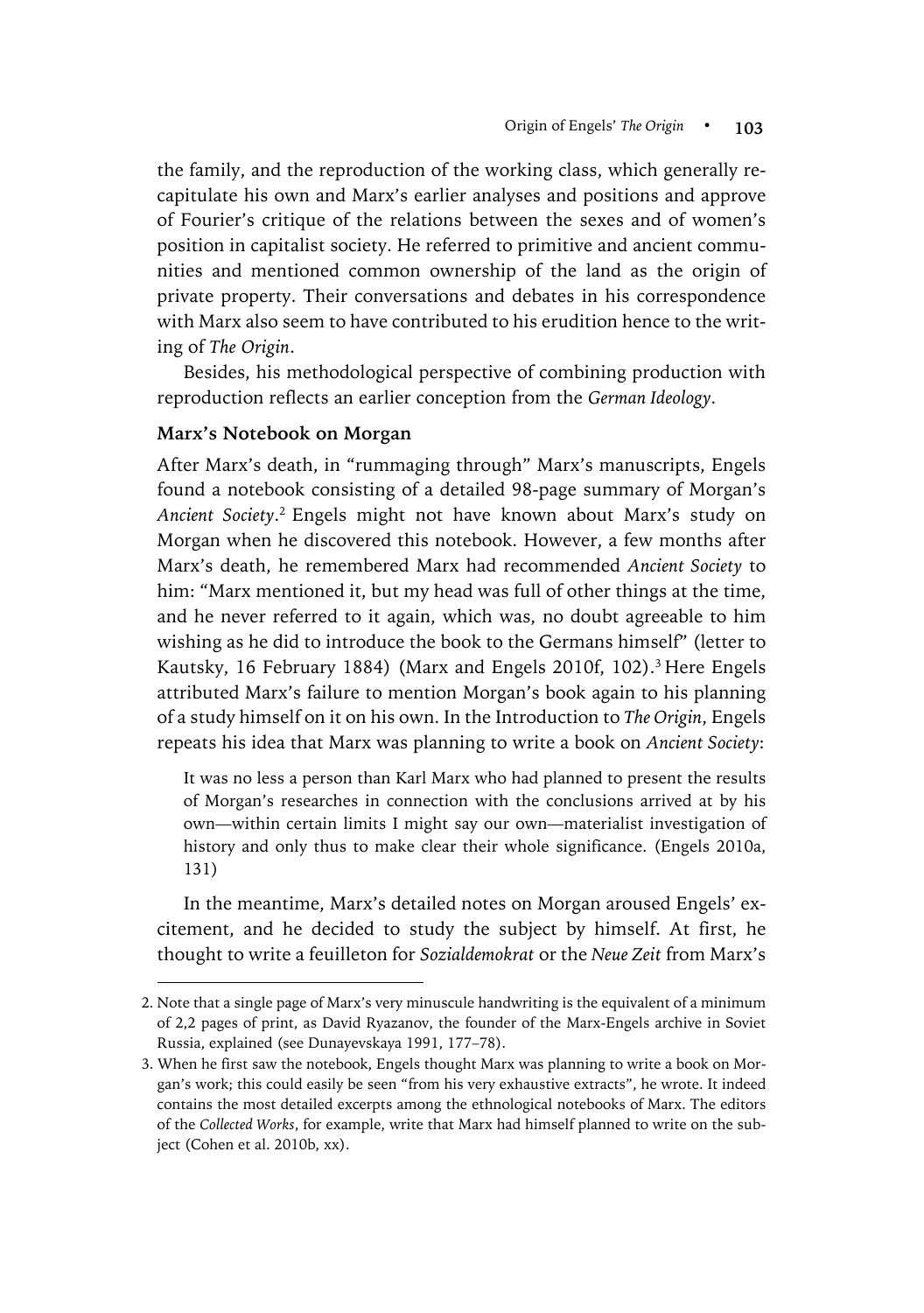the family, and the reproduction of the working class, which generally recapitulate his own and Marx's earlier analyses and positions and approve of Fourier's critique of the relations between the sexes and of women's position in capitalist society. He referred to primitive and ancient communities and mentioned common ownership of the land as the origin of private property. Their conversations and debates in his correspondence with Marx also seem to have contributed to his erudition hence to the writing of *The Origin*.

Besides, his methodological perspective of combining production with reproduction reflects an earlier conception from the *German Ideology*.

### Marx's Notebook on Morgan

After Marx's death, in "rummaging through" Marx's manuscripts, Engels found a notebook consisting of a detailed 98-page summary of Morgan's *Ancient Society*.[2] Engels might not have known about Marx's study on Morgan when he discovered this notebook. However, a few months after Marx's death, he remembered Marx had recommended *Ancient Society* to him: "Marx mentioned it, but my head was full of other things at the time, and he never referred to it again, which was, no doubt agreeable to him wishing as he did to introduce the book to the Germans himself" (letter to Kautsky, 16 February 1884) (Marx and Engels 2010f, 102).[3] Here Engels attributed Marx's failure to mention Morgan's book again to his planning of a study himself on it on his own. In the Introduction to *The Origin*, Engels repeats his idea that Marx was planning to write a book on *Ancient Society*:

> It was no less a person than Karl Marx who had planned to present the results of Morgan's researches in connection with the conclusions arrived at by his own—within certain limits I might say our own—materialist investigation of history and only thus to make clear their whole significance. (Engels 2010a, 131)

In the meantime, Marx's detailed notes on Morgan aroused Engels' excitement, and he decided to study the subject by himself. At first, he thought to write a feuilleton for *Sozialdemokrat* or the *Neue Zeit* from Marx's

---

2. Note that a single page of Marx's very minuscule handwriting is the equivalent of a minimum of 2,2 pages of print, as David Ryazanov, the founder of the Marx-Engels archive in Soviet Russia, explained (see Dunayevskaya 1991, 177–78).

3. When he first saw the notebook, Engels thought Marx was planning to write a book on Morgan's work; this could easily be seen "from his very exhaustive extracts", he wrote. It indeed contains the most detailed excerpts among the ethnological notebooks of Marx. The editors of the *Collected Works*, for example, write that Marx had himself planned to write on the subject (Cohen et al. 2010b, xx).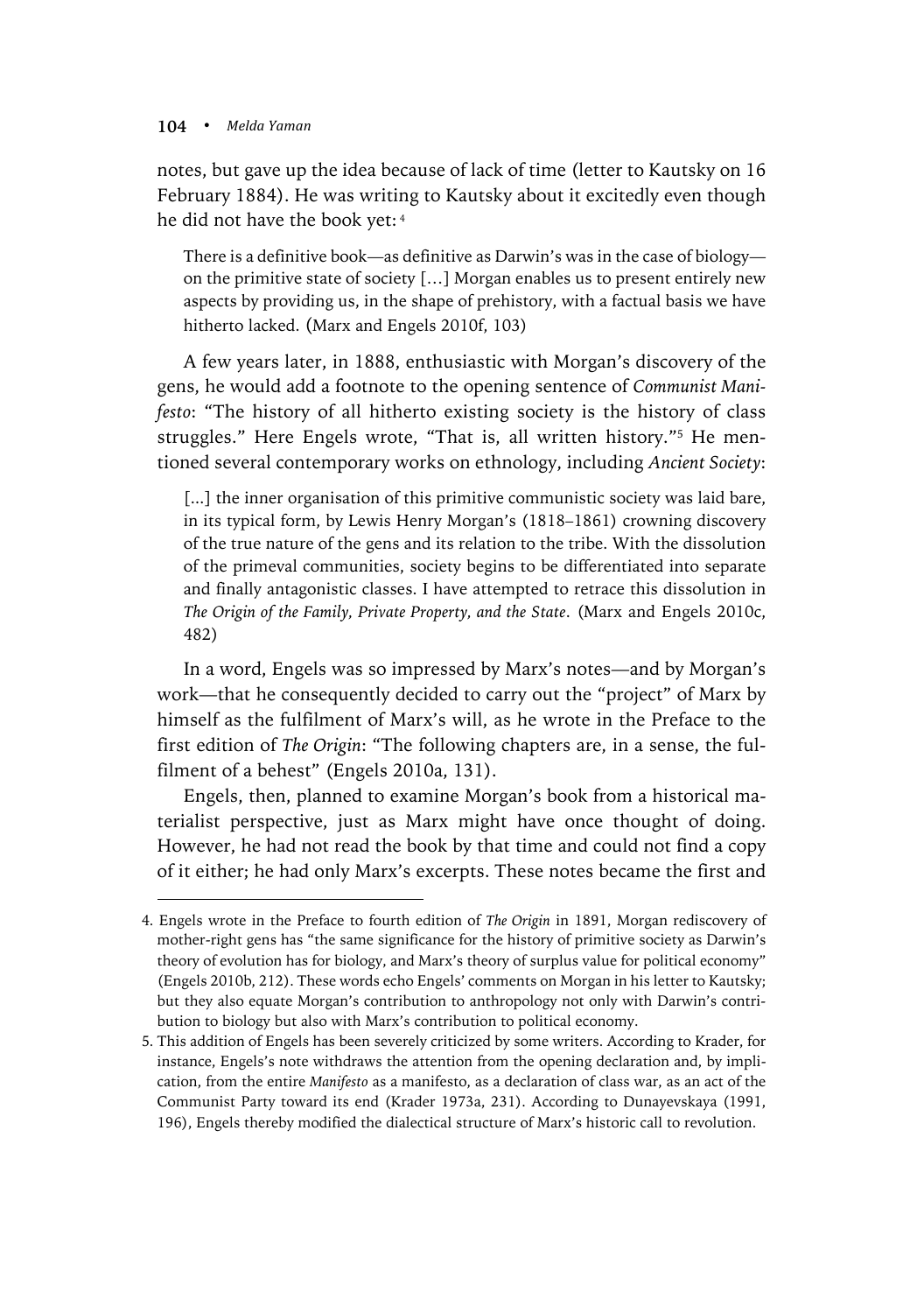notes, but gave up the idea because of lack of time (letter to Kautsky on 16 February 1884). He was writing to Kautsky about it excitedly even though he did not have the book yet: [4]

> There is a definitive book—as definitive as Darwin's was in the case of biology—on the primitive state of society […] Morgan enables us to present entirely new aspects by providing us, in the shape of prehistory, with a factual basis we have hitherto lacked. (Marx and Engels 2010f, 103)

A few years later, in 1888, enthusiastic with Morgan's discovery of the gens, he would add a footnote to the opening sentence of *Communist Manifesto*: "The history of all hitherto existing society is the history of class struggles." Here Engels wrote, "That is, all written history."[5] He mentioned several contemporary works on ethnology, including *Ancient Society*:

> [...] the inner organisation of this primitive communistic society was laid bare, in its typical form, by Lewis Henry Morgan's (1818–1861) crowning discovery of the true nature of the gens and its relation to the tribe. With the dissolution of the primeval communities, society begins to be differentiated into separate and finally antagonistic classes. I have attempted to retrace this dissolution in *The Origin of the Family, Private Property, and the State*. (Marx and Engels 2010c, 482)

In a word, Engels was so impressed by Marx's notes—and by Morgan's work—that he consequently decided to carry out the "project" of Marx by himself as the fulfilment of Marx's will, as he wrote in the Preface to the first edition of *The Origin*: "The following chapters are, in a sense, the fulfilment of a behest" (Engels 2010a, 131).

Engels, then, planned to examine Morgan's book from a historical materialist perspective, just as Marx might have once thought of doing. However, he had not read the book by that time and could not find a copy of it either; he had only Marx's excerpts. These notes became the first and

---

4. Engels wrote in the Preface to fourth edition of *The Origin* in 1891, Morgan rediscovery of mother-right gens has "the same significance for the history of primitive society as Darwin's theory of evolution has for biology, and Marx's theory of surplus value for political economy" (Engels 2010b, 212). These words echo Engels' comments on Morgan in his letter to Kautsky; but they also equate Morgan's contribution to anthropology not only with Darwin's contribution to biology but also with Marx's contribution to political economy.

5. This addition of Engels has been severely criticized by some writers. According to Krader, for instance, Engels's note withdraws the attention from the opening declaration and, by implication, from the entire *Manifesto* as a manifesto, as a declaration of class war, as an act of the Communist Party toward its end (Krader 1973a, 231). According to Dunayevskaya (1991, 196), Engels thereby modified the dialectical structure of Marx's historic call to revolution.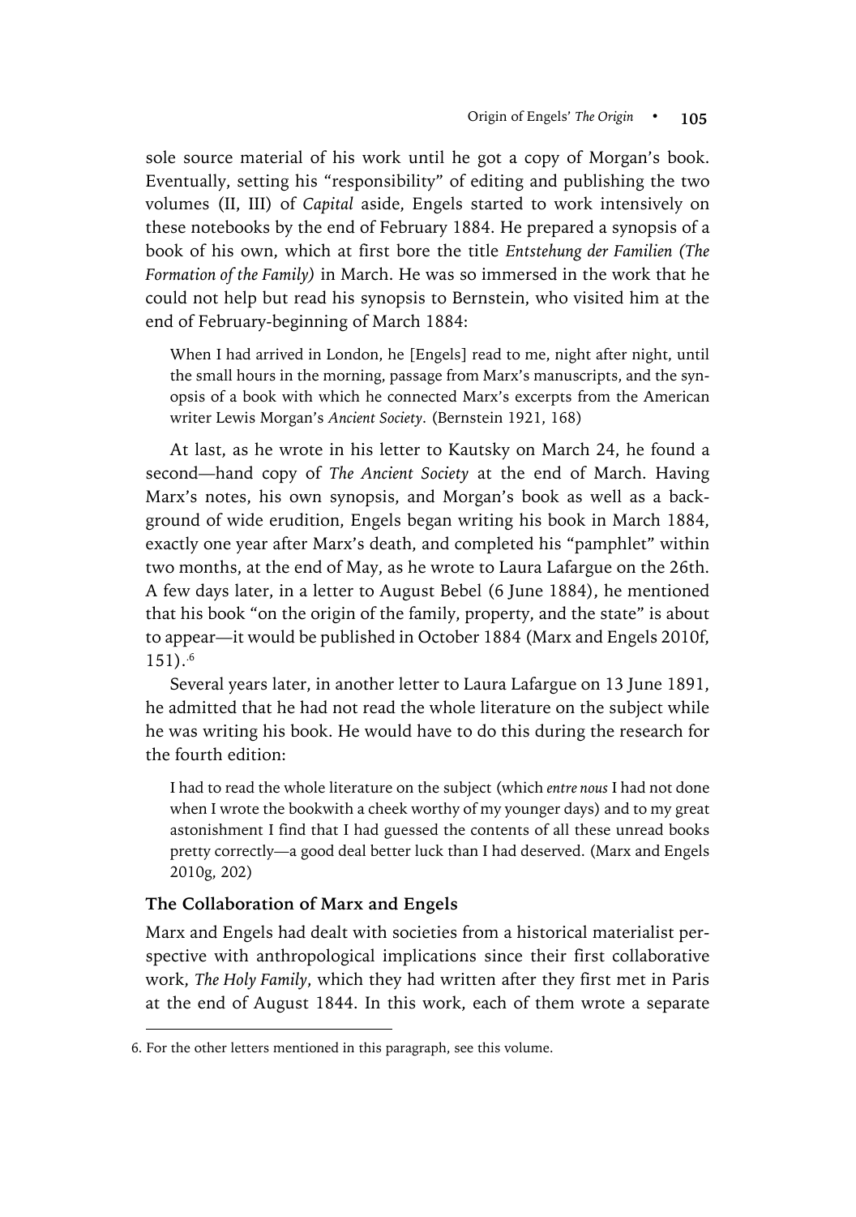sole source material of his work until he got a copy of Morgan's book. Eventually, setting his "responsibility" of editing and publishing the two volumes (II, III) of *Capital* aside, Engels started to work intensively on these notebooks by the end of February 1884. He prepared a synopsis of a book of his own, which at first bore the title *Entstehung der Familien (The Formation of the Family)* in March. He was so immersed in the work that he could not help but read his synopsis to Bernstein, who visited him at the end of February-beginning of March 1884:

> When I had arrived in London, he [Engels] read to me, night after night, until the small hours in the morning, passage from Marx's manuscripts, and the synopsis of a book with which he connected Marx's excerpts from the American writer Lewis Morgan's *Ancient Society*. (Bernstein 1921, 168)

At last, as he wrote in his letter to Kautsky on March 24, he found a second—hand copy of *The Ancient Society* at the end of March. Having Marx's notes, his own synopsis, and Morgan's book as well as a background of wide erudition, Engels began writing his book in March 1884, exactly one year after Marx's death, and completed his "pamphlet" within two months, at the end of May, as he wrote to Laura Lafargue on the 26th. A few days later, in a letter to August Bebel (6 June 1884), he mentioned that his book "on the origin of the family, property, and the state" is about to appear—it would be published in October 1884 (Marx and Engels 2010f, 151).[6]

Several years later, in another letter to Laura Lafargue on 13 June 1891, he admitted that he had not read the whole literature on the subject while he was writing his book. He would have to do this during the research for the fourth edition:

> I had to read the whole literature on the subject (which *entre nous* I had not done when I wrote the bookwith a cheek worthy of my younger days) and to my great astonishment I find that I had guessed the contents of all these unread books pretty correctly—a good deal better luck than I had deserved. (Marx and Engels 2010g, 202)

### The Collaboration of Marx and Engels

Marx and Engels had dealt with societies from a historical materialist perspective with anthropological implications since their first collaborative work, *The Holy Family*, which they had written after they first met in Paris at the end of August 1844. In this work, each of them wrote a separate

6. For the other letters mentioned in this paragraph, see this volume.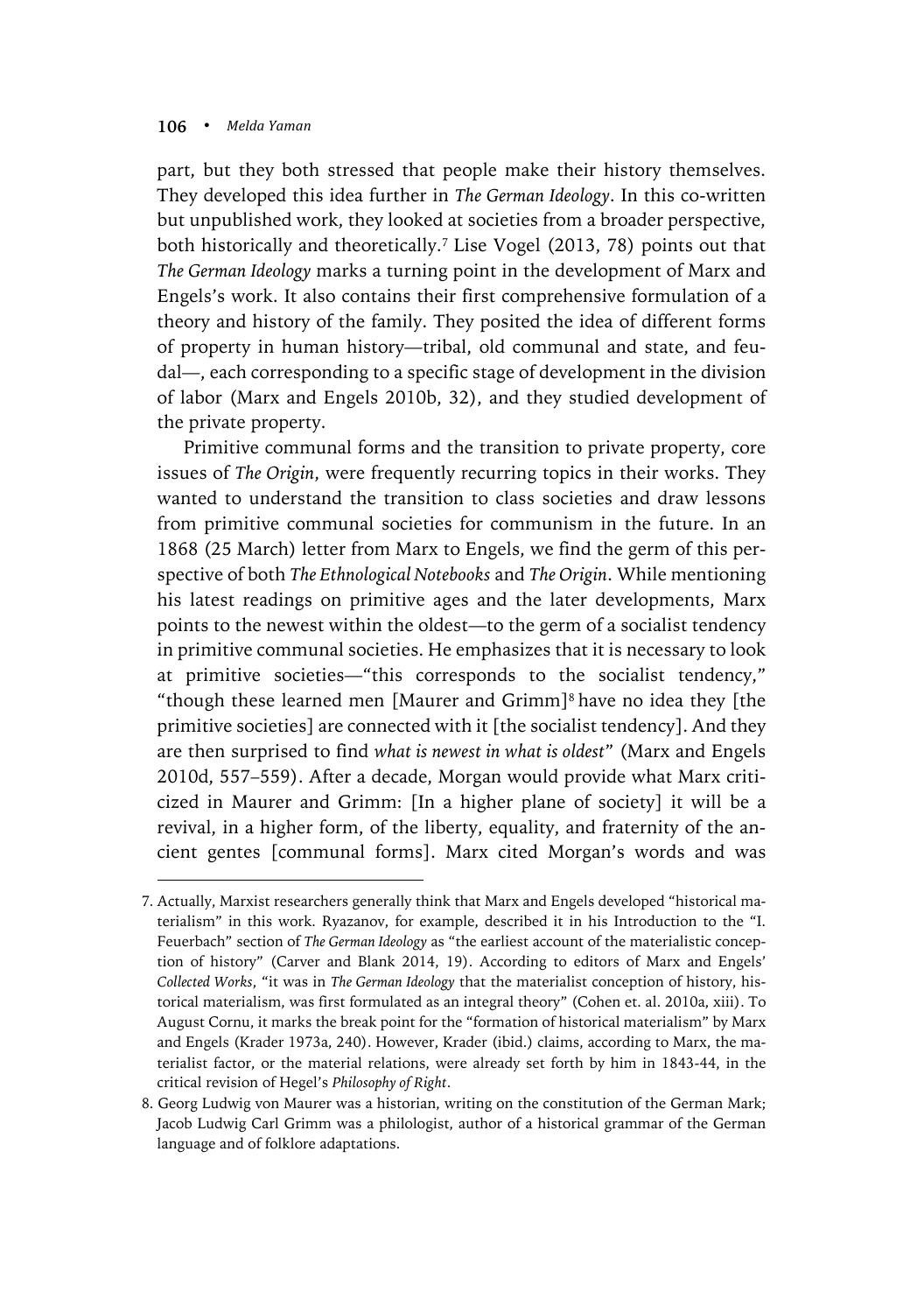part, but they both stressed that people make their history themselves. They developed this idea further in *The German Ideology*. In this co-written but unpublished work, they looked at societies from a broader perspective, both historically and theoretically.[7] Lise Vogel (2013, 78) points out that *The German Ideology* marks a turning point in the development of Marx and Engels's work. It also contains their first comprehensive formulation of a theory and history of the family. They posited the idea of different forms of property in human history—tribal, old communal and state, and feudal—, each corresponding to a specific stage of development in the division of labor (Marx and Engels 2010b, 32), and they studied development of the private property.

Primitive communal forms and the transition to private property, core issues of *The Origin*, were frequently recurring topics in their works. They wanted to understand the transition to class societies and draw lessons from primitive communal societies for communism in the future. In an 1868 (25 March) letter from Marx to Engels, we find the germ of this perspective of both *The Ethnological Notebooks* and *The Origin*. While mentioning his latest readings on primitive ages and the later developments, Marx points to the newest within the oldest—to the germ of a socialist tendency in primitive communal societies. He emphasizes that it is necessary to look at primitive societies—"this corresponds to the socialist tendency," "though these learned men [Maurer and Grimm][8] have no idea they [the primitive societies] are connected with it [the socialist tendency]. And they are then surprised to find *what is newest in what is oldest*" (Marx and Engels 2010d, 557–559). After a decade, Morgan would provide what Marx criticized in Maurer and Grimm: [In a higher plane of society] it will be a revival, in a higher form, of the liberty, equality, and fraternity of the ancient gentes [communal forms]. Marx cited Morgan's words and was

7. Actually, Marxist researchers generally think that Marx and Engels developed "historical materialism" in this work. Ryazanov, for example, described it in his Introduction to the "I. Feuerbach" section of *The German Ideology* as "the earliest account of the materialistic conception of history" (Carver and Blank 2014, 19). According to editors of Marx and Engels' *Collected Works*, "it was in *The German Ideology* that the materialist conception of history, historical materialism, was first formulated as an integral theory" (Cohen et. al. 2010a, xiii). To August Cornu, it marks the break point for the "formation of historical materialism" by Marx and Engels (Krader 1973a, 240). However, Krader (ibid.) claims, according to Marx, the materialist factor, or the material relations, were already set forth by him in 1843-44, in the critical revision of Hegel's *Philosophy of Right*.

8. Georg Ludwig von Maurer was a historian, writing on the constitution of the German Mark; Jacob Ludwig Carl Grimm was a philologist, author of a historical grammar of the German language and of folklore adaptations.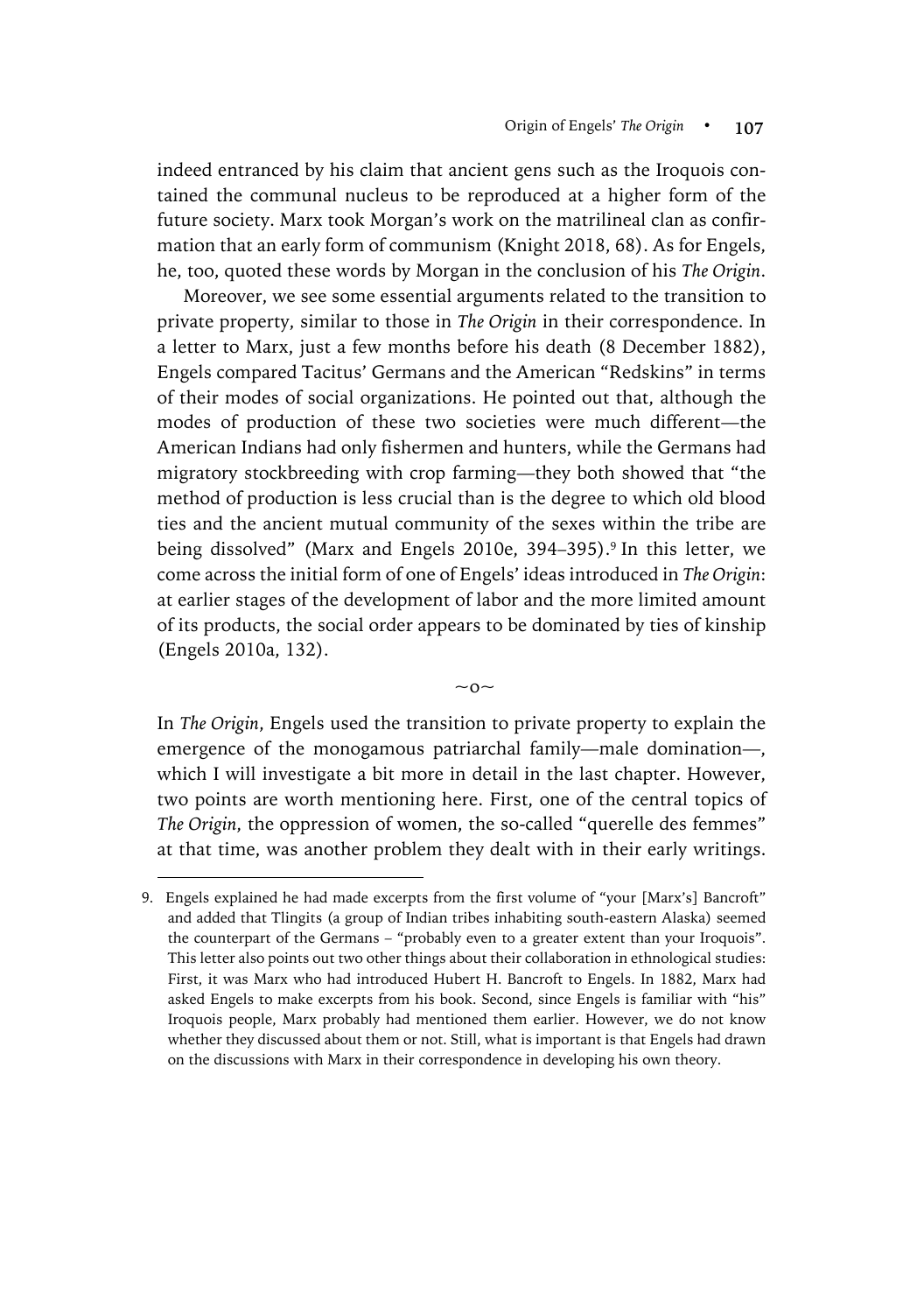indeed entranced by his claim that ancient gens such as the Iroquois contained the communal nucleus to be reproduced at a higher form of the future society. Marx took Morgan's work on the matrilineal clan as confirmation that an early form of communism (Knight 2018, 68). As for Engels, he, too, quoted these words by Morgan in the conclusion of his *The Origin*.

Moreover, we see some essential arguments related to the transition to private property, similar to those in *The Origin* in their correspondence. In a letter to Marx, just a few months before his death (8 December 1882), Engels compared Tacitus' Germans and the American "Redskins" in terms of their modes of social organizations. He pointed out that, although the modes of production of these two societies were much different—the American Indians had only fishermen and hunters, while the Germans had migratory stockbreeding with crop farming—they both showed that "the method of production is less crucial than is the degree to which old blood ties and the ancient mutual community of the sexes within the tribe are being dissolved" (Marx and Engels 2010e, 394–395).[9] In this letter, we come across the initial form of one of Engels' ideas introduced in *The Origin*: at earlier stages of the development of labor and the more limited amount of its products, the social order appears to be dominated by ties of kinship (Engels 2010a, 132).

~o~

In *The Origin*, Engels used the transition to private property to explain the emergence of the monogamous patriarchal family—male domination—, which I will investigate a bit more in detail in the last chapter. However, two points are worth mentioning here. First, one of the central topics of *The Origin*, the oppression of women, the so-called "querelle des femmes" at that time, was another problem they dealt with in their early writings.

9. Engels explained he had made excerpts from the first volume of "your [Marx's] Bancroft" and added that Tlingits (a group of Indian tribes inhabiting south-eastern Alaska) seemed the counterpart of the Germans – "probably even to a greater extent than your Iroquois". This letter also points out two other things about their collaboration in ethnological studies: First, it was Marx who had introduced Hubert H. Bancroft to Engels. In 1882, Marx had asked Engels to make excerpts from his book. Second, since Engels is familiar with "his" Iroquois people, Marx probably had mentioned them earlier. However, we do not know whether they discussed about them or not. Still, what is important is that Engels had drawn on the discussions with Marx in their correspondence in developing his own theory.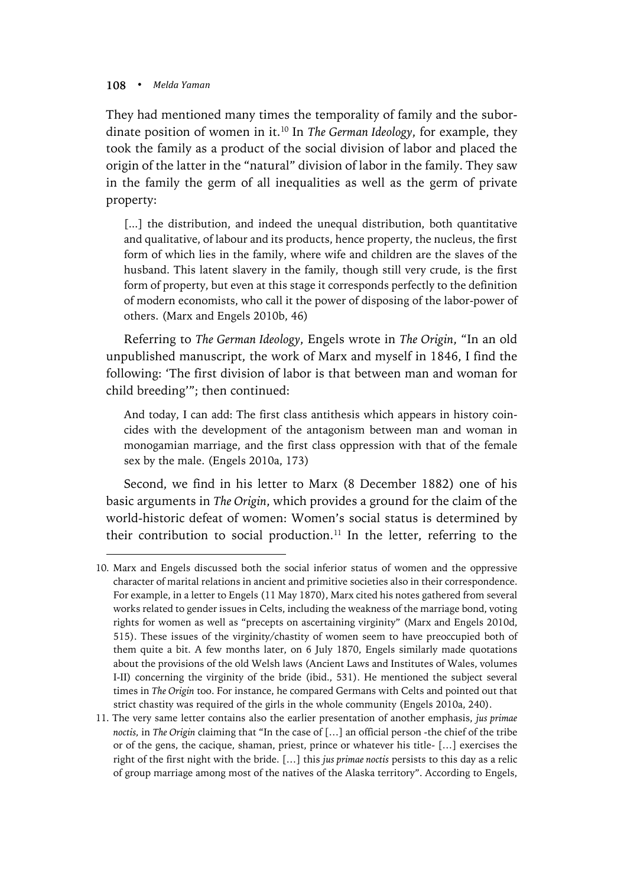They had mentioned many times the temporality of family and the subordinate position of women in it.[10] In *The German Ideology*, for example, they took the family as a product of the social division of labor and placed the origin of the latter in the "natural" division of labor in the family. They saw in the family the germ of all inequalities as well as the germ of private property:

> [...] the distribution, and indeed the unequal distribution, both quantitative and qualitative, of labour and its products, hence property, the nucleus, the first form of which lies in the family, where wife and children are the slaves of the husband. This latent slavery in the family, though still very crude, is the first form of property, but even at this stage it corresponds perfectly to the definition of modern economists, who call it the power of disposing of the labor-power of others. (Marx and Engels 2010b, 46)

Referring to *The German Ideology*, Engels wrote in *The Origin*, "In an old unpublished manuscript, the work of Marx and myself in 1846, I find the following: 'The first division of labor is that between man and woman for child breeding'"; then continued:

> And today, I can add: The first class antithesis which appears in history coincides with the development of the antagonism between man and woman in monogamian marriage, and the first class oppression with that of the female sex by the male. (Engels 2010a, 173)

Second, we find in his letter to Marx (8 December 1882) one of his basic arguments in *The Origin*, which provides a ground for the claim of the world-historic defeat of women: Women's social status is determined by their contribution to social production.[11] In the letter, referring to the

---

10. Marx and Engels discussed both the social inferior status of women and the oppressive character of marital relations in ancient and primitive societies also in their correspondence. For example, in a letter to Engels (11 May 1870), Marx cited his notes gathered from several works related to gender issues in Celts, including the weakness of the marriage bond, voting rights for women as well as "precepts on ascertaining virginity" (Marx and Engels 2010d, 515). These issues of the virginity/chastity of women seem to have preoccupied both of them quite a bit. A few months later, on 6 July 1870, Engels similarly made quotations about the provisions of the old Welsh laws (Ancient Laws and Institutes of Wales, volumes I-II) concerning the virginity of the bride (ibid., 531). He mentioned the subject several times in *The Origin* too. For instance, he compared Germans with Celts and pointed out that strict chastity was required of the girls in the whole community (Engels 2010a, 240).

11. The very same letter contains also the earlier presentation of another emphasis, *jus primae noctis*, in *The Origin* claiming that "In the case of […] an official person -the chief of the tribe or of the gens, the cacique, shaman, priest, prince or whatever his title- […] exercises the right of the first night with the bride. […] this *jus primae noctis* persists to this day as a relic of group marriage among most of the natives of the Alaska territory". According to Engels,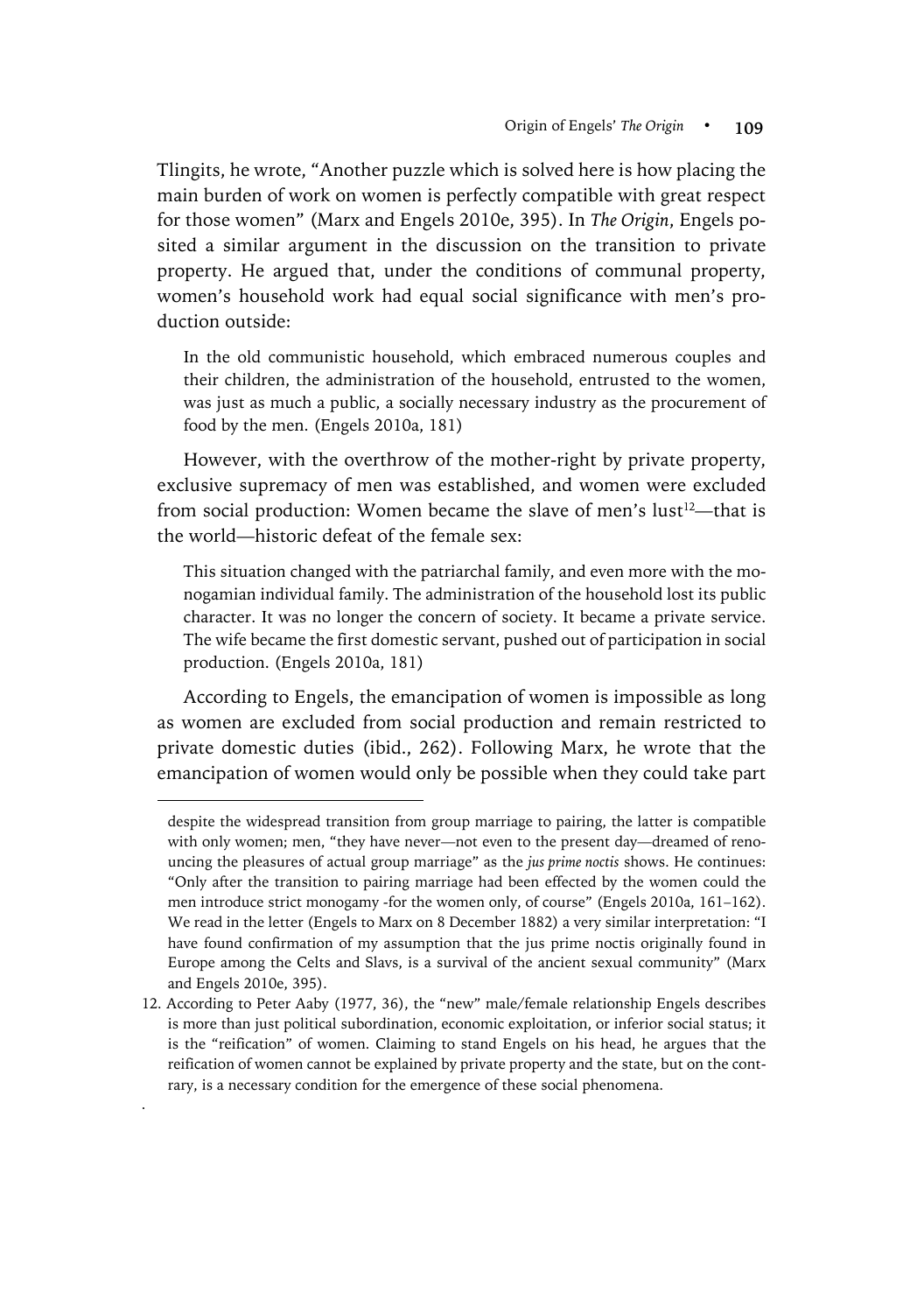Tlingits, he wrote, "Another puzzle which is solved here is how placing the main burden of work on women is perfectly compatible with great respect for those women" (Marx and Engels 2010e, 395). In *The Origin*, Engels posited a similar argument in the discussion on the transition to private property. He argued that, under the conditions of communal property, women's household work had equal social significance with men's production outside:

> In the old communistic household, which embraced numerous couples and their children, the administration of the household, entrusted to the women, was just as much a public, a socially necessary industry as the procurement of food by the men. (Engels 2010a, 181)

However, with the overthrow of the mother-right by private property, exclusive supremacy of men was established, and women were excluded from social production: Women became the slave of men's lust[12]—that is the world—historic defeat of the female sex:

> This situation changed with the patriarchal family, and even more with the monogamian individual family. The administration of the household lost its public character. It was no longer the concern of society. It became a private service. The wife became the first domestic servant, pushed out of participation in social production. (Engels 2010a, 181)

According to Engels, the emancipation of women is impossible as long as women are excluded from social production and remain restricted to private domestic duties (ibid., 262). Following Marx, he wrote that the emancipation of women would only be possible when they could take part

---

despite the widespread transition from group marriage to pairing, the latter is compatible with only women; men, "they have never—not even to the present day—dreamed of renouncing the pleasures of actual group marriage" as the *jus prime noctis* shows. He continues: "Only after the transition to pairing marriage had been effected by the women could the men introduce strict monogamy -for the women only, of course" (Engels 2010a, 161–162). We read in the letter (Engels to Marx on 8 December 1882) a very similar interpretation: "I have found confirmation of my assumption that the jus prime noctis originally found in Europe among the Celts and Slavs, is a survival of the ancient sexual community" (Marx and Engels 2010e, 395).

12. According to Peter Aaby (1977, 36), the "new" male/female relationship Engels describes is more than just political subordination, economic exploitation, or inferior social status; it is the "reification" of women. Claiming to stand Engels on his head, he argues that the reification of women cannot be explained by private property and the state, but on the contrary, is a necessary condition for the emergence of these social phenomena.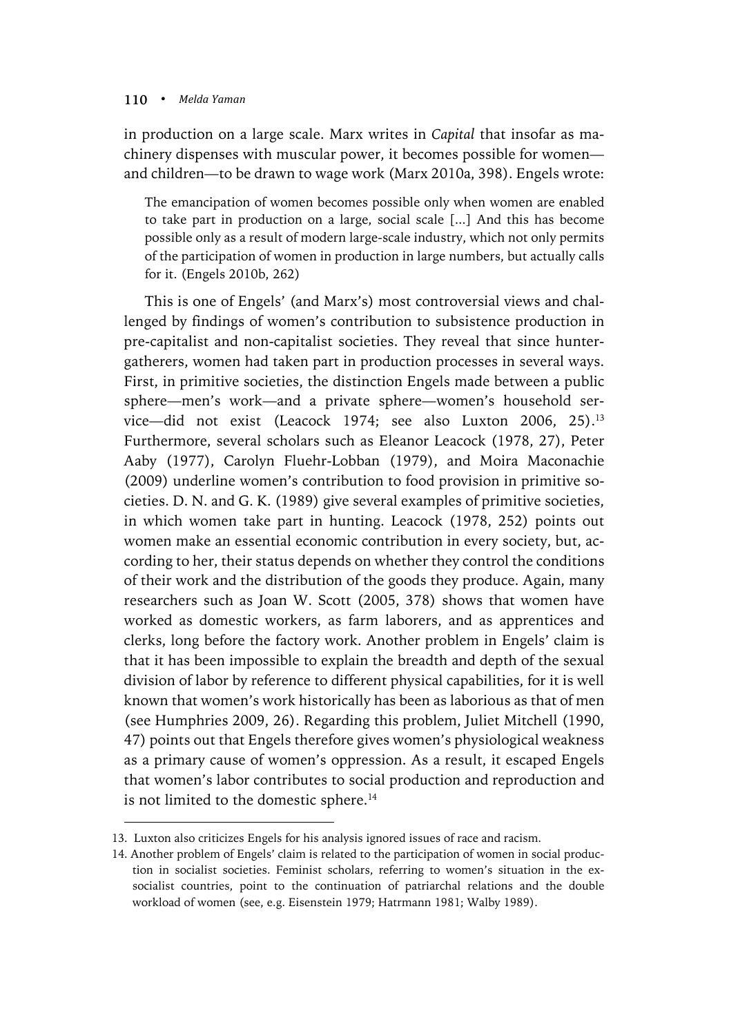in production on a large scale. Marx writes in *Capital* that insofar as machinery dispenses with muscular power, it becomes possible for women—and children—to be drawn to wage work (Marx 2010a, 398). Engels wrote:

> The emancipation of women becomes possible only when women are enabled to take part in production on a large, social scale [...] And this has become possible only as a result of modern large-scale industry, which not only permits of the participation of women in production in large numbers, but actually calls for it. (Engels 2010b, 262)

This is one of Engels' (and Marx's) most controversial views and challenged by findings of women's contribution to subsistence production in pre-capitalist and non-capitalist societies. They reveal that since hunter-gatherers, women had taken part in production processes in several ways. First, in primitive societies, the distinction Engels made between a public sphere—men's work—and a private sphere—women's household service—did not exist (Leacock 1974; see also Luxton 2006, 25).[13] Furthermore, several scholars such as Eleanor Leacock (1978, 27), Peter Aaby (1977), Carolyn Fluehr-Lobban (1979), and Moira Maconachie (2009) underline women's contribution to food provision in primitive societies. D. N. and G. K. (1989) give several examples of primitive societies, in which women take part in hunting. Leacock (1978, 252) points out women make an essential economic contribution in every society, but, according to her, their status depends on whether they control the conditions of their work and the distribution of the goods they produce. Again, many researchers such as Joan W. Scott (2005, 378) shows that women have worked as domestic workers, as farm laborers, and as apprentices and clerks, long before the factory work. Another problem in Engels' claim is that it has been impossible to explain the breadth and depth of the sexual division of labor by reference to different physical capabilities, for it is well known that women's work historically has been as laborious as that of men (see Humphries 2009, 26). Regarding this problem, Juliet Mitchell (1990, 47) points out that Engels therefore gives women's physiological weakness as a primary cause of women's oppression. As a result, it escaped Engels that women's labor contributes to social production and reproduction and is not limited to the domestic sphere.[14]

---

13. Luxton also criticizes Engels for his analysis ignored issues of race and racism.

14. Another problem of Engels' claim is related to the participation of women in social production in socialist societies. Feminist scholars, referring to women's situation in the ex-socialist countries, point to the continuation of patriarchal relations and the double workload of women (see, e.g. Eisenstein 1979; Hatrmann 1981; Walby 1989).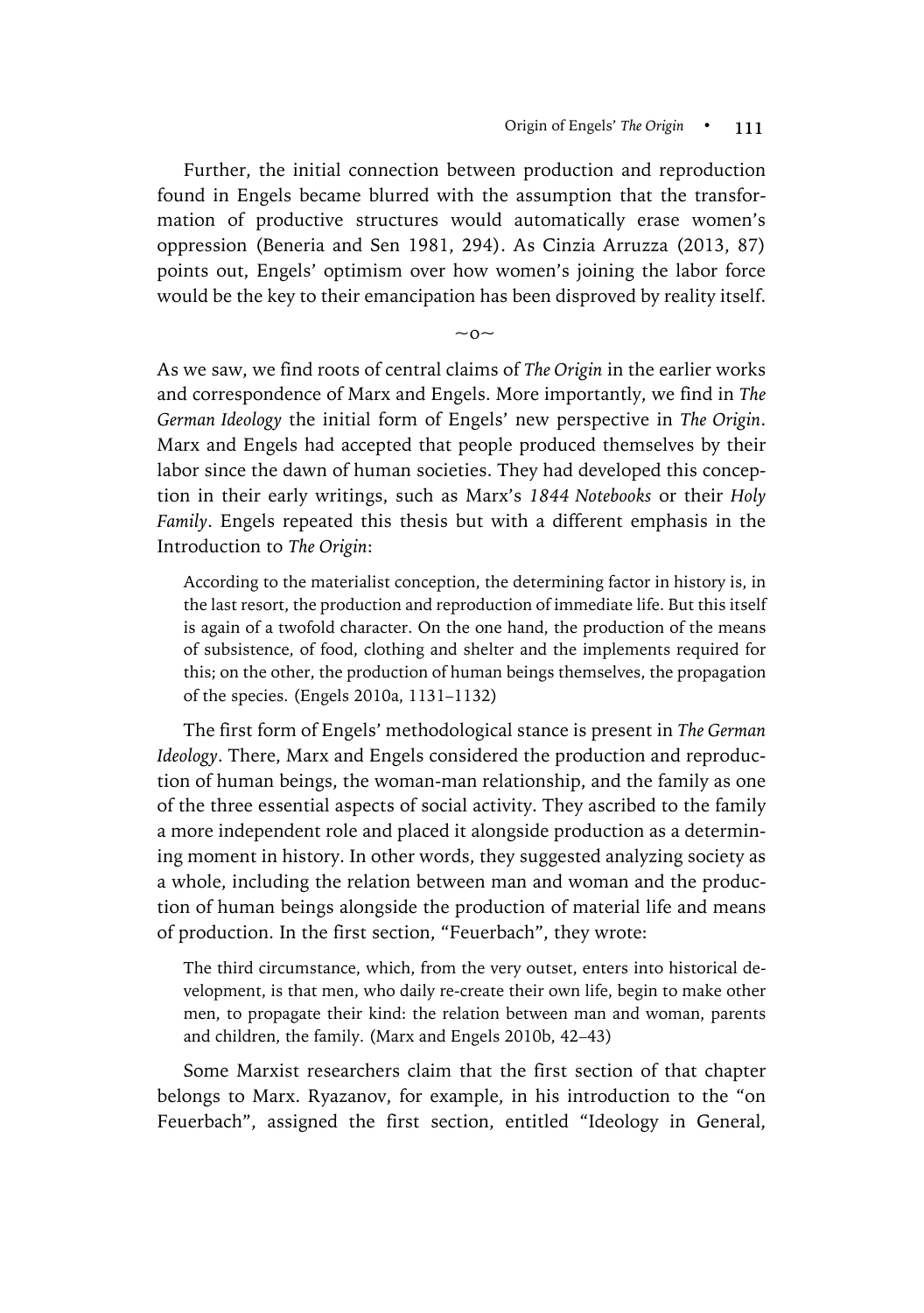Further, the initial connection between production and reproduction found in Engels became blurred with the assumption that the transformation of productive structures would automatically erase women's oppression (Beneria and Sen 1981, 294). As Cinzia Arruzza (2013, 87) points out, Engels' optimism over how women's joining the labor force would be the key to their emancipation has been disproved by reality itself.

~o~

As we saw, we find roots of central claims of *The Origin* in the earlier works and correspondence of Marx and Engels. More importantly, we find in *The German Ideology* the initial form of Engels' new perspective in *The Origin*. Marx and Engels had accepted that people produced themselves by their labor since the dawn of human societies. They had developed this conception in their early writings, such as Marx's *1844 Notebooks* or their *Holy Family*. Engels repeated this thesis but with a different emphasis in the Introduction to *The Origin*:

> According to the materialist conception, the determining factor in history is, in the last resort, the production and reproduction of immediate life. But this itself is again of a twofold character. On the one hand, the production of the means of subsistence, of food, clothing and shelter and the implements required for this; on the other, the production of human beings themselves, the propagation of the species. (Engels 2010a, 1131–1132)

The first form of Engels' methodological stance is present in *The German Ideology*. There, Marx and Engels considered the production and reproduction of human beings, the woman-man relationship, and the family as one of the three essential aspects of social activity. They ascribed to the family a more independent role and placed it alongside production as a determining moment in history. In other words, they suggested analyzing society as a whole, including the relation between man and woman and the production of human beings alongside the production of material life and means of production. In the first section, "Feuerbach", they wrote:

> The third circumstance, which, from the very outset, enters into historical development, is that men, who daily re-create their own life, begin to make other men, to propagate their kind: the relation between man and woman, parents and children, the family. (Marx and Engels 2010b, 42–43)

Some Marxist researchers claim that the first section of that chapter belongs to Marx. Ryazanov, for example, in his introduction to the "on Feuerbach", assigned the first section, entitled "Ideology in General,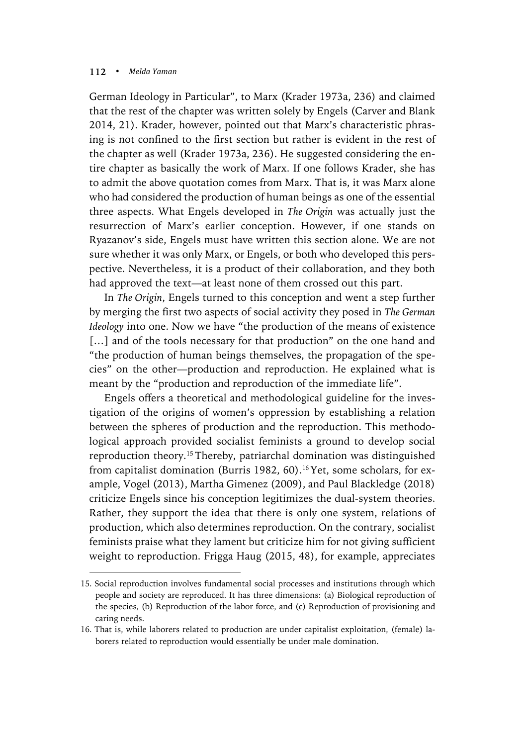German Ideology in Particular", to Marx (Krader 1973a, 236) and claimed that the rest of the chapter was written solely by Engels (Carver and Blank 2014, 21). Krader, however, pointed out that Marx's characteristic phrasing is not confined to the first section but rather is evident in the rest of the chapter as well (Krader 1973a, 236). He suggested considering the entire chapter as basically the work of Marx. If one follows Krader, she has to admit the above quotation comes from Marx. That is, it was Marx alone who had considered the production of human beings as one of the essential three aspects. What Engels developed in *The Origin* was actually just the resurrection of Marx's earlier conception. However, if one stands on Ryazanov's side, Engels must have written this section alone. We are not sure whether it was only Marx, or Engels, or both who developed this perspective. Nevertheless, it is a product of their collaboration, and they both had approved the text—at least none of them crossed out this part.

In *The Origin*, Engels turned to this conception and went a step further by merging the first two aspects of social activity they posed in *The German Ideology* into one. Now we have "the production of the means of existence [...] and of the tools necessary for that production" on the one hand and "the production of human beings themselves, the propagation of the species" on the other—production and reproduction. He explained what is meant by the "production and reproduction of the immediate life".

Engels offers a theoretical and methodological guideline for the investigation of the origins of women's oppression by establishing a relation between the spheres of production and the reproduction. This methodological approach provided socialist feminists a ground to develop social reproduction theory.[15] Thereby, patriarchal domination was distinguished from capitalist domination (Burris 1982, 60).[16] Yet, some scholars, for example, Vogel (2013), Martha Gimenez (2009), and Paul Blackledge (2018) criticize Engels since his conception legitimizes the dual-system theories. Rather, they support the idea that there is only one system, relations of production, which also determines reproduction. On the contrary, socialist feminists praise what they lament but criticize him for not giving sufficient weight to reproduction. Frigga Haug (2015, 48), for example, appreciates

15. Social reproduction involves fundamental social processes and institutions through which people and society are reproduced. It has three dimensions: (a) Biological reproduction of the species, (b) Reproduction of the labor force, and (c) Reproduction of provisioning and caring needs.

16. That is, while laborers related to production are under capitalist exploitation, (female) laborers related to reproduction would essentially be under male domination.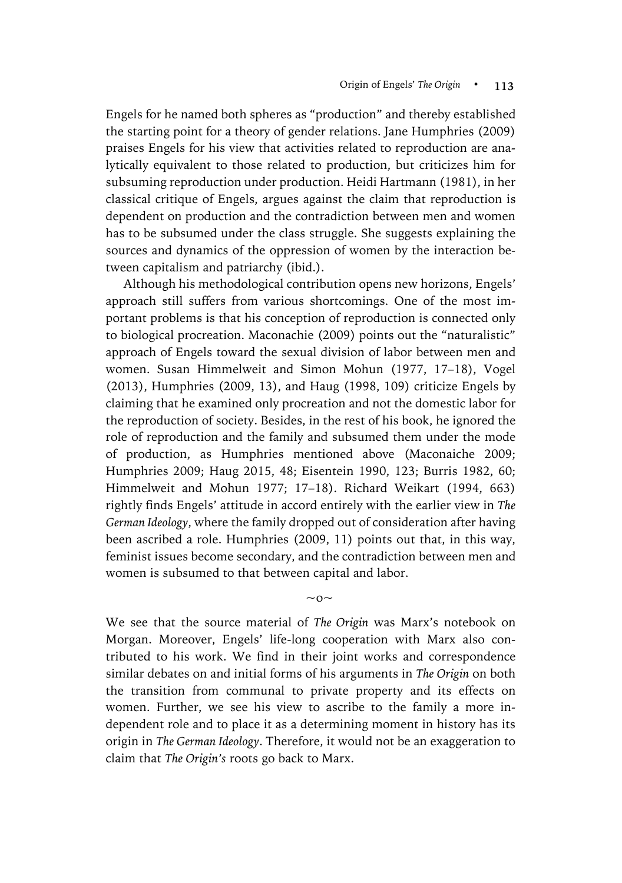Engels for he named both spheres as "production" and thereby established the starting point for a theory of gender relations. Jane Humphries (2009) praises Engels for his view that activities related to reproduction are analytically equivalent to those related to production, but criticizes him for subsuming reproduction under production. Heidi Hartmann (1981), in her classical critique of Engels, argues against the claim that reproduction is dependent on production and the contradiction between men and women has to be subsumed under the class struggle. She suggests explaining the sources and dynamics of the oppression of women by the interaction between capitalism and patriarchy (ibid.).

Although his methodological contribution opens new horizons, Engels' approach still suffers from various shortcomings. One of the most important problems is that his conception of reproduction is connected only to biological procreation. Maconachie (2009) points out the "naturalistic" approach of Engels toward the sexual division of labor between men and women. Susan Himmelweit and Simon Mohun (1977, 17–18), Vogel (2013), Humphries (2009, 13), and Haug (1998, 109) criticize Engels by claiming that he examined only procreation and not the domestic labor for the reproduction of society. Besides, in the rest of his book, he ignored the role of reproduction and the family and subsumed them under the mode of production, as Humphries mentioned above (Maconaiche 2009; Humphries 2009; Haug 2015, 48; Eisentein 1990, 123; Burris 1982, 60; Himmelweit and Mohun 1977; 17–18). Richard Weikart (1994, 663) rightly finds Engels' attitude in accord entirely with the earlier view in *The German Ideology*, where the family dropped out of consideration after having been ascribed a role. Humphries (2009, 11) points out that, in this way, feminist issues become secondary, and the contradiction between men and women is subsumed to that between capital and labor.

~o~

We see that the source material of *The Origin* was Marx's notebook on Morgan. Moreover, Engels' life-long cooperation with Marx also contributed to his work. We find in their joint works and correspondence similar debates on and initial forms of his arguments in *The Origin* on both the transition from communal to private property and its effects on women. Further, we see his view to ascribe to the family a more independent role and to place it as a determining moment in history has its origin in *The German Ideology*. Therefore, it would not be an exaggeration to claim that *The Origin's* roots go back to Marx.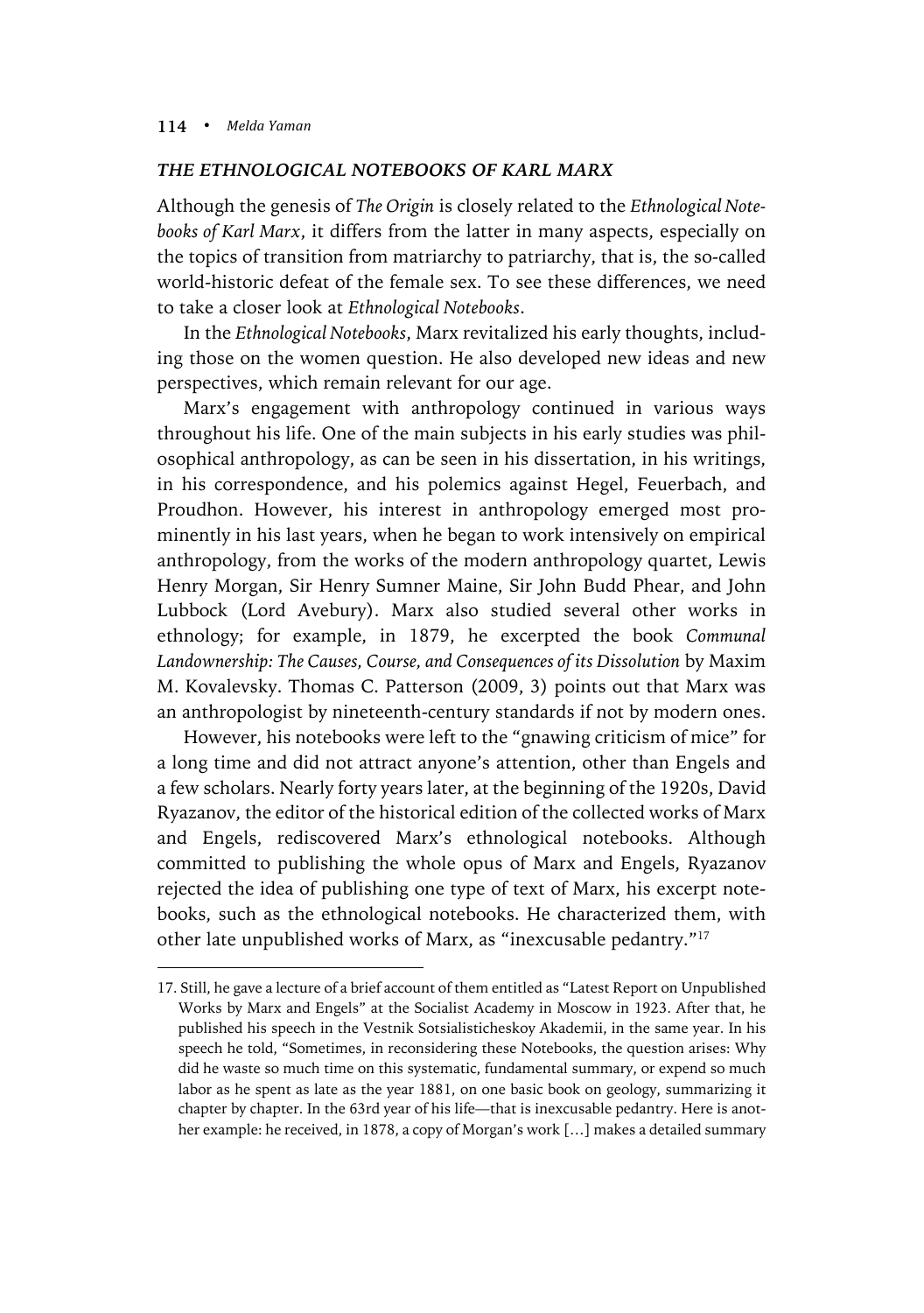### *THE ETHNOLOGICAL NOTEBOOKS OF KARL MARX*

Although the genesis of *The Origin* is closely related to the *Ethnological Notebooks of Karl Marx*, it differs from the latter in many aspects, especially on the topics of transition from matriarchy to patriarchy, that is, the so-called world-historic defeat of the female sex. To see these differences, we need to take a closer look at *Ethnological Notebooks*.

In the *Ethnological Notebooks*, Marx revitalized his early thoughts, including those on the women question. He also developed new ideas and new perspectives, which remain relevant for our age.

Marx's engagement with anthropology continued in various ways throughout his life. One of the main subjects in his early studies was philosophical anthropology, as can be seen in his dissertation, in his writings, in his correspondence, and his polemics against Hegel, Feuerbach, and Proudhon. However, his interest in anthropology emerged most prominently in his last years, when he began to work intensively on empirical anthropology, from the works of the modern anthropology quartet, Lewis Henry Morgan, Sir Henry Sumner Maine, Sir John Budd Phear, and John Lubbock (Lord Avebury). Marx also studied several other works in ethnology; for example, in 1879, he excerpted the book *Communal Landownership: The Causes, Course, and Consequences of its Dissolution* by Maxim M. Kovalevsky. Thomas C. Patterson (2009, 3) points out that Marx was an anthropologist by nineteenth-century standards if not by modern ones.

However, his notebooks were left to the "gnawing criticism of mice" for a long time and did not attract anyone's attention, other than Engels and a few scholars. Nearly forty years later, at the beginning of the 1920s, David Ryazanov, the editor of the historical edition of the collected works of Marx and Engels, rediscovered Marx's ethnological notebooks. Although committed to publishing the whole opus of Marx and Engels, Ryazanov rejected the idea of publishing one type of text of Marx, his excerpt notebooks, such as the ethnological notebooks. He characterized them, with other late unpublished works of Marx, as "inexcusable pedantry."[17]

---

17. Still, he gave a lecture of a brief account of them entitled as "Latest Report on Unpublished Works by Marx and Engels" at the Socialist Academy in Moscow in 1923. After that, he published his speech in the Vestnik Sotsialisticheskoy Akademii, in the same year. In his speech he told, "Sometimes, in reconsidering these Notebooks, the question arises: Why did he waste so much time on this systematic, fundamental summary, or expend so much labor as he spent as late as the year 1881, on one basic book on geology, summarizing it chapter by chapter. In the 63rd year of his life—that is inexcusable pedantry. Here is another example: he received, in 1878, a copy of Morgan's work […] makes a detailed summary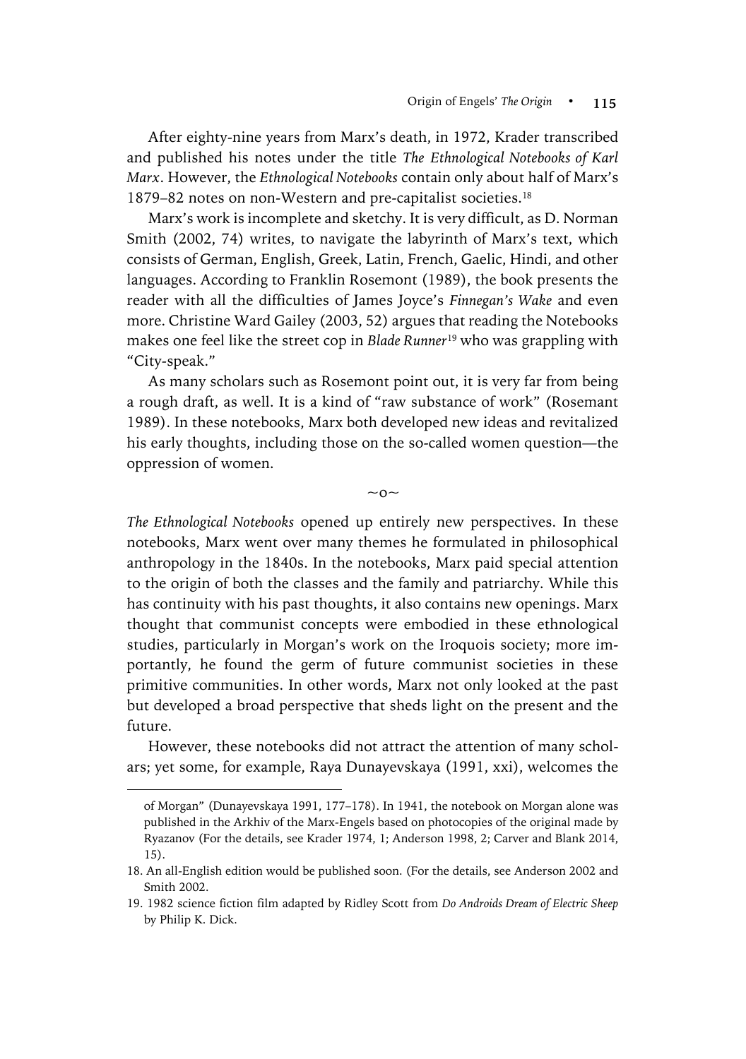After eighty-nine years from Marx's death, in 1972, Krader transcribed and published his notes under the title *The Ethnological Notebooks of Karl Marx*. However, the *Ethnological Notebooks* contain only about half of Marx's 1879–82 notes on non-Western and pre-capitalist societies.[18]

Marx's work is incomplete and sketchy. It is very difficult, as D. Norman Smith (2002, 74) writes, to navigate the labyrinth of Marx's text, which consists of German, English, Greek, Latin, French, Gaelic, Hindi, and other languages. According to Franklin Rosemont (1989), the book presents the reader with all the difficulties of James Joyce's *Finnegan's Wake* and even more. Christine Ward Gailey (2003, 52) argues that reading the Notebooks makes one feel like the street cop in *Blade Runner*[19] who was grappling with "City-speak."

As many scholars such as Rosemont point out, it is very far from being a rough draft, as well. It is a kind of "raw substance of work" (Rosemant 1989). In these notebooks, Marx both developed new ideas and revitalized his early thoughts, including those on the so-called women question—the oppression of women.

~o~

*The Ethnological Notebooks* opened up entirely new perspectives. In these notebooks, Marx went over many themes he formulated in philosophical anthropology in the 1840s. In the notebooks, Marx paid special attention to the origin of both the classes and the family and patriarchy. While this has continuity with his past thoughts, it also contains new openings. Marx thought that communist concepts were embodied in these ethnological studies, particularly in Morgan's work on the Iroquois society; more importantly, he found the germ of future communist societies in these primitive communities. In other words, Marx not only looked at the past but developed a broad perspective that sheds light on the present and the future.

However, these notebooks did not attract the attention of many scholars; yet some, for example, Raya Dunayevskaya (1991, xxi), welcomes the

of Morgan" (Dunayevskaya 1991, 177–178). In 1941, the notebook on Morgan alone was published in the Arkhiv of the Marx-Engels based on photocopies of the original made by Ryazanov (For the details, see Krader 1974, 1; Anderson 1998, 2; Carver and Blank 2014, 15).

18. An all-English edition would be published soon. (For the details, see Anderson 2002 and Smith 2002.

19. 1982 science fiction film adapted by Ridley Scott from *Do Androids Dream of Electric Sheep* by Philip K. Dick.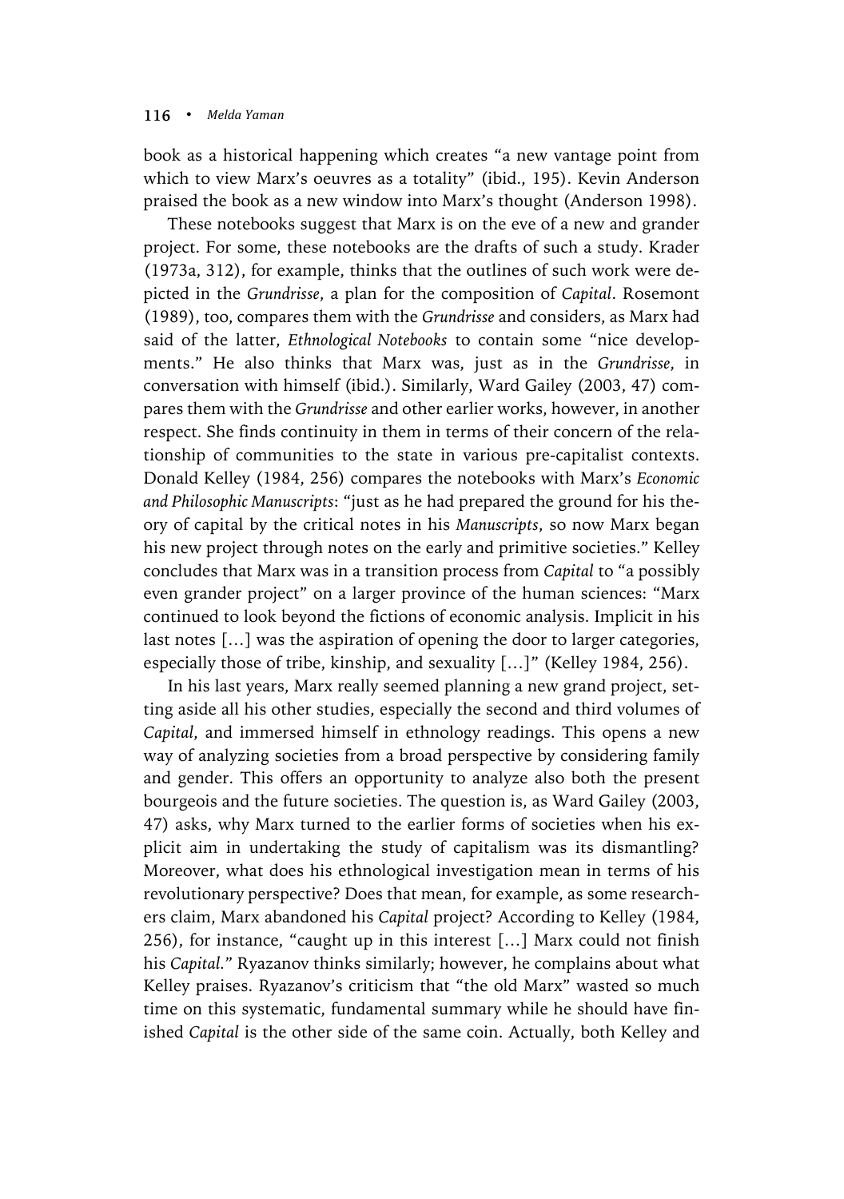book as a historical happening which creates "a new vantage point from which to view Marx's oeuvres as a totality" (ibid., 195). Kevin Anderson praised the book as a new window into Marx's thought (Anderson 1998).

These notebooks suggest that Marx is on the eve of a new and grander project. For some, these notebooks are the drafts of such a study. Krader (1973a, 312), for example, thinks that the outlines of such work were depicted in the *Grundrisse*, a plan for the composition of *Capital*. Rosemont (1989), too, compares them with the *Grundrisse* and considers, as Marx had said of the latter, *Ethnological Notebooks* to contain some "nice developments." He also thinks that Marx was, just as in the *Grundrisse*, in conversation with himself (ibid.). Similarly, Ward Gailey (2003, 47) compares them with the *Grundrisse* and other earlier works, however, in another respect. She finds continuity in them in terms of their concern of the relationship of communities to the state in various pre-capitalist contexts. Donald Kelley (1984, 256) compares the notebooks with Marx's *Economic and Philosophic Manuscripts*: "just as he had prepared the ground for his theory of capital by the critical notes in his *Manuscripts*, so now Marx began his new project through notes on the early and primitive societies." Kelley concludes that Marx was in a transition process from *Capital* to "a possibly even grander project" on a larger province of the human sciences: "Marx continued to look beyond the fictions of economic analysis. Implicit in his last notes […] was the aspiration of opening the door to larger categories, especially those of tribe, kinship, and sexuality […]" (Kelley 1984, 256).

In his last years, Marx really seemed planning a new grand project, setting aside all his other studies, especially the second and third volumes of *Capital*, and immersed himself in ethnology readings. This opens a new way of analyzing societies from a broad perspective by considering family and gender. This offers an opportunity to analyze also both the present bourgeois and the future societies. The question is, as Ward Gailey (2003, 47) asks, why Marx turned to the earlier forms of societies when his explicit aim in undertaking the study of capitalism was its dismantling? Moreover, what does his ethnological investigation mean in terms of his revolutionary perspective? Does that mean, for example, as some researchers claim, Marx abandoned his *Capital* project? According to Kelley (1984, 256), for instance, "caught up in this interest […] Marx could not finish his *Capital*." Ryazanov thinks similarly; however, he complains about what Kelley praises. Ryazanov's criticism that "the old Marx" wasted so much time on this systematic, fundamental summary while he should have finished *Capital* is the other side of the same coin. Actually, both Kelley and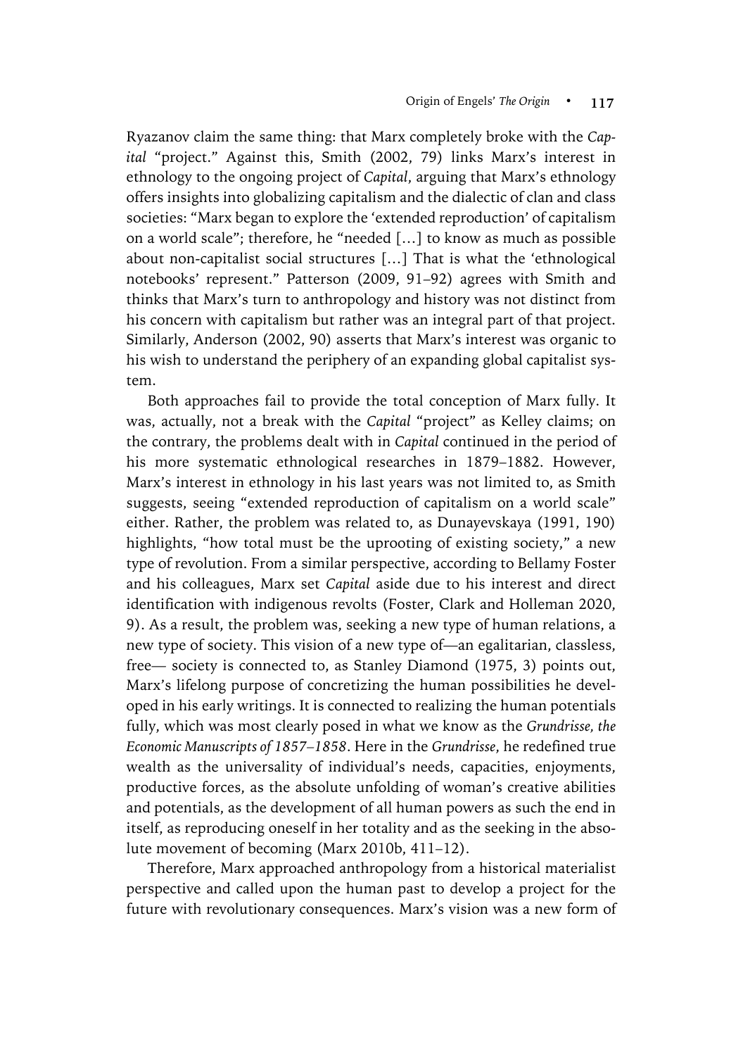Ryazanov claim the same thing: that Marx completely broke with the *Capital* "project." Against this, Smith (2002, 79) links Marx's interest in ethnology to the ongoing project of *Capital*, arguing that Marx's ethnology offers insights into globalizing capitalism and the dialectic of clan and class societies: "Marx began to explore the 'extended reproduction' of capitalism on a world scale"; therefore, he "needed [...] to know as much as possible about non-capitalist social structures [...] That is what the 'ethnological notebooks' represent." Patterson (2009, 91–92) agrees with Smith and thinks that Marx's turn to anthropology and history was not distinct from his concern with capitalism but rather was an integral part of that project. Similarly, Anderson (2002, 90) asserts that Marx's interest was organic to his wish to understand the periphery of an expanding global capitalist system.

Both approaches fail to provide the total conception of Marx fully. It was, actually, not a break with the *Capital* "project" as Kelley claims; on the contrary, the problems dealt with in *Capital* continued in the period of his more systematic ethnological researches in 1879–1882. However, Marx's interest in ethnology in his last years was not limited to, as Smith suggests, seeing "extended reproduction of capitalism on a world scale" either. Rather, the problem was related to, as Dunayevskaya (1991, 190) highlights, "how total must be the uprooting of existing society," a new type of revolution. From a similar perspective, according to Bellamy Foster and his colleagues, Marx set *Capital* aside due to his interest and direct identification with indigenous revolts (Foster, Clark and Holleman 2020, 9). As a result, the problem was, seeking a new type of human relations, a new type of society. This vision of a new type of—an egalitarian, classless, free— society is connected to, as Stanley Diamond (1975, 3) points out, Marx's lifelong purpose of concretizing the human possibilities he developed in his early writings. It is connected to realizing the human potentials fully, which was most clearly posed in what we know as the *Grundrisse, the Economic Manuscripts of 1857–1858*. Here in the *Grundrisse*, he redefined true wealth as the universality of individual's needs, capacities, enjoyments, productive forces, as the absolute unfolding of woman's creative abilities and potentials, as the development of all human powers as such the end in itself, as reproducing oneself in her totality and as the seeking in the absolute movement of becoming (Marx 2010b, 411–12).

Therefore, Marx approached anthropology from a historical materialist perspective and called upon the human past to develop a project for the future with revolutionary consequences. Marx's vision was a new form of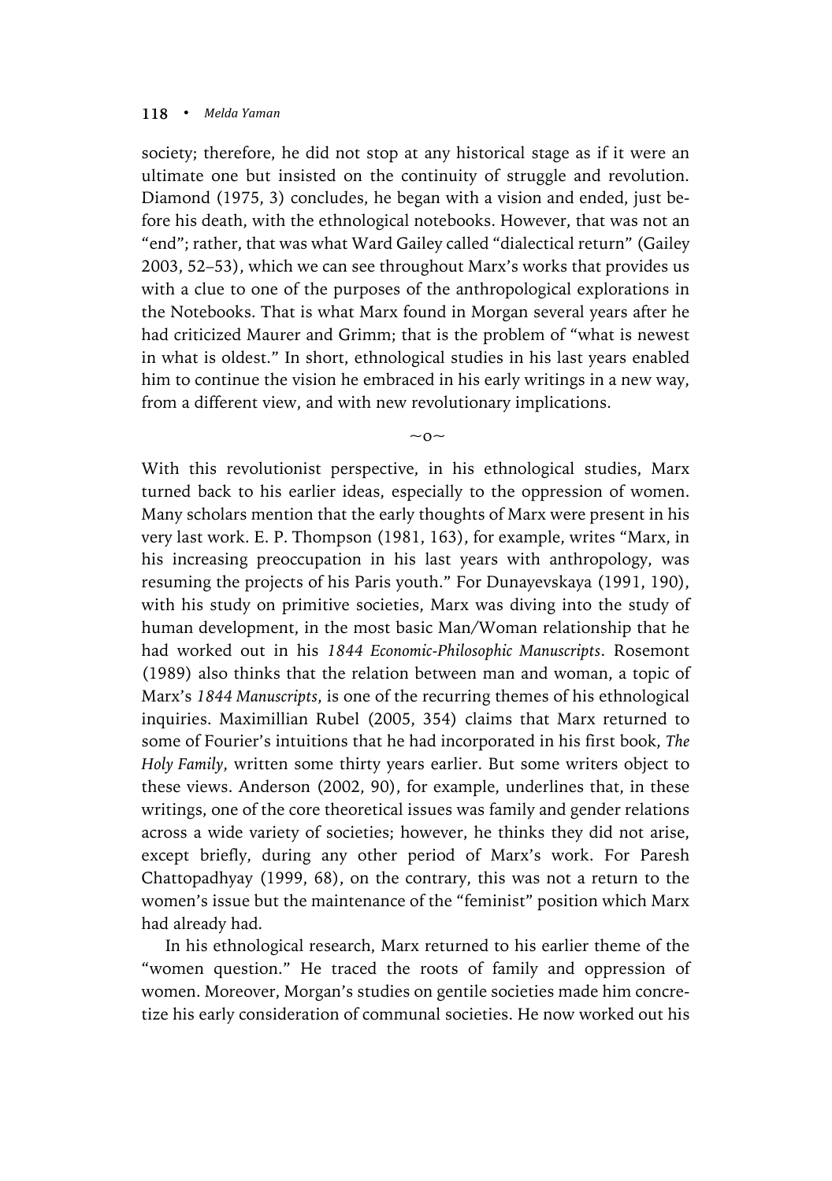society; therefore, he did not stop at any historical stage as if it were an ultimate one but insisted on the continuity of struggle and revolution. Diamond (1975, 3) concludes, he began with a vision and ended, just before his death, with the ethnological notebooks. However, that was not an "end"; rather, that was what Ward Gailey called "dialectical return" (Gailey 2003, 52–53), which we can see throughout Marx's works that provides us with a clue to one of the purposes of the anthropological explorations in the Notebooks. That is what Marx found in Morgan several years after he had criticized Maurer and Grimm; that is the problem of "what is newest in what is oldest." In short, ethnological studies in his last years enabled him to continue the vision he embraced in his early writings in a new way, from a different view, and with new revolutionary implications.

~o~

With this revolutionist perspective, in his ethnological studies, Marx turned back to his earlier ideas, especially to the oppression of women. Many scholars mention that the early thoughts of Marx were present in his very last work. E. P. Thompson (1981, 163), for example, writes "Marx, in his increasing preoccupation in his last years with anthropology, was resuming the projects of his Paris youth." For Dunayevskaya (1991, 190), with his study on primitive societies, Marx was diving into the study of human development, in the most basic Man/Woman relationship that he had worked out in his *1844 Economic-Philosophic Manuscripts*. Rosemont (1989) also thinks that the relation between man and woman, a topic of Marx's *1844 Manuscripts*, is one of the recurring themes of his ethnological inquiries. Maximillian Rubel (2005, 354) claims that Marx returned to some of Fourier's intuitions that he had incorporated in his first book, *The Holy Family*, written some thirty years earlier. But some writers object to these views. Anderson (2002, 90), for example, underlines that, in these writings, one of the core theoretical issues was family and gender relations across a wide variety of societies; however, he thinks they did not arise, except briefly, during any other period of Marx's work. For Paresh Chattopadhyay (1999, 68), on the contrary, this was not a return to the women's issue but the maintenance of the "feminist" position which Marx had already had.

In his ethnological research, Marx returned to his earlier theme of the "women question." He traced the roots of family and oppression of women. Moreover, Morgan's studies on gentile societies made him concretize his early consideration of communal societies. He now worked out his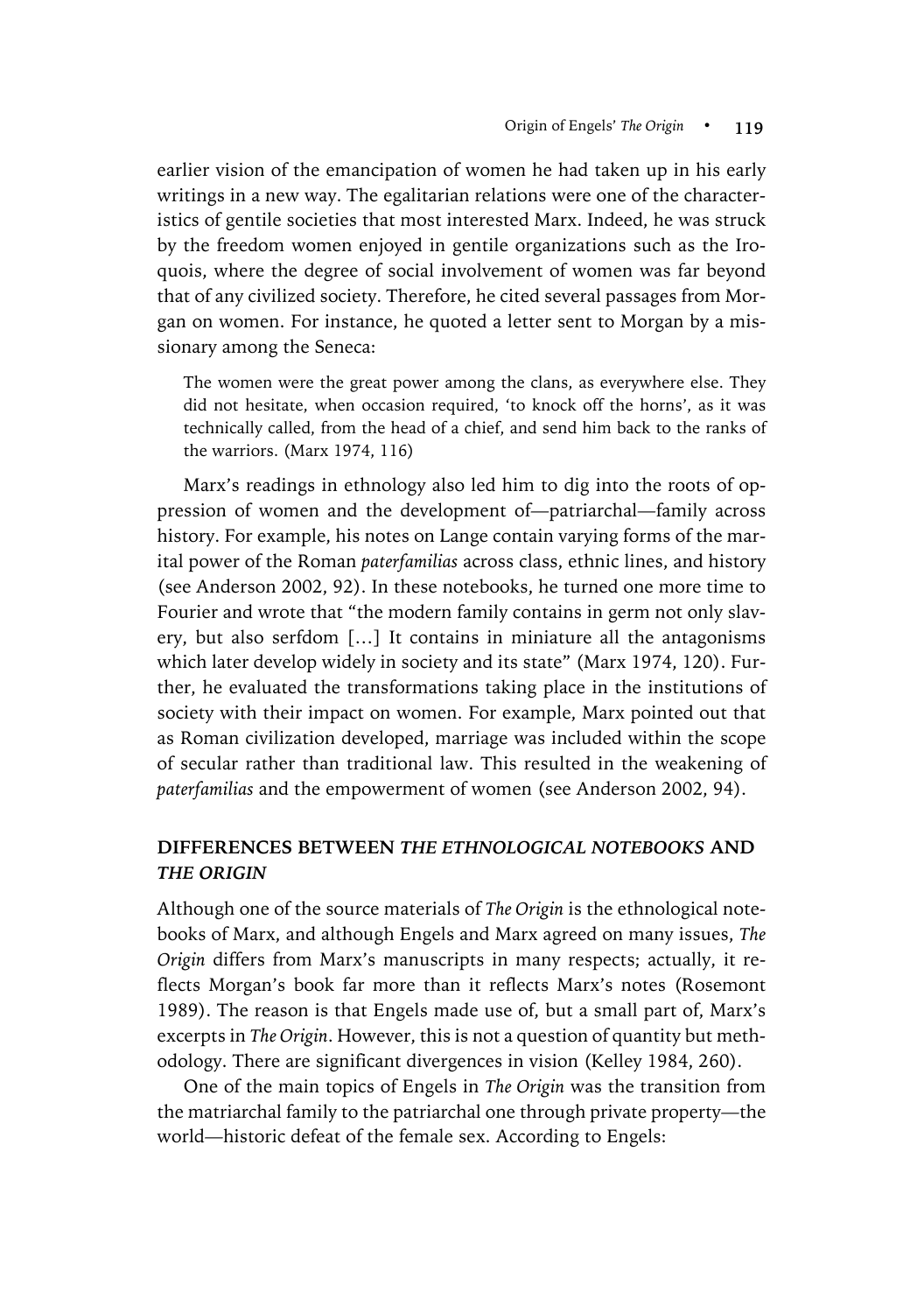earlier vision of the emancipation of women he had taken up in his early writings in a new way. The egalitarian relations were one of the characteristics of gentile societies that most interested Marx. Indeed, he was struck by the freedom women enjoyed in gentile organizations such as the Iroquois, where the degree of social involvement of women was far beyond that of any civilized society. Therefore, he cited several passages from Morgan on women. For instance, he quoted a letter sent to Morgan by a missionary among the Seneca:

> The women were the great power among the clans, as everywhere else. They did not hesitate, when occasion required, 'to knock off the horns', as it was technically called, from the head of a chief, and send him back to the ranks of the warriors. (Marx 1974, 116)

Marx's readings in ethnology also led him to dig into the roots of oppression of women and the development of—patriarchal—family across history. For example, his notes on Lange contain varying forms of the marital power of the Roman *paterfamilias* across class, ethnic lines, and history (see Anderson 2002, 92). In these notebooks, he turned one more time to Fourier and wrote that "the modern family contains in germ not only slavery, but also serfdom [...] It contains in miniature all the antagonisms which later develop widely in society and its state" (Marx 1974, 120). Further, he evaluated the transformations taking place in the institutions of society with their impact on women. For example, Marx pointed out that as Roman civilization developed, marriage was included within the scope of secular rather than traditional law. This resulted in the weakening of *paterfamilias* and the empowerment of women (see Anderson 2002, 94).

## DIFFERENCES BETWEEN *THE ETHNOLOGICAL NOTEBOOKS* AND *THE ORIGIN*

Although one of the source materials of *The Origin* is the ethnological notebooks of Marx, and although Engels and Marx agreed on many issues, *The Origin* differs from Marx's manuscripts in many respects; actually, it reflects Morgan's book far more than it reflects Marx's notes (Rosemont 1989). The reason is that Engels made use of, but a small part of, Marx's excerpts in *The Origin*. However, this is not a question of quantity but methodology. There are significant divergences in vision (Kelley 1984, 260).

One of the main topics of Engels in *The Origin* was the transition from the matriarchal family to the patriarchal one through private property—the world—historic defeat of the female sex. According to Engels: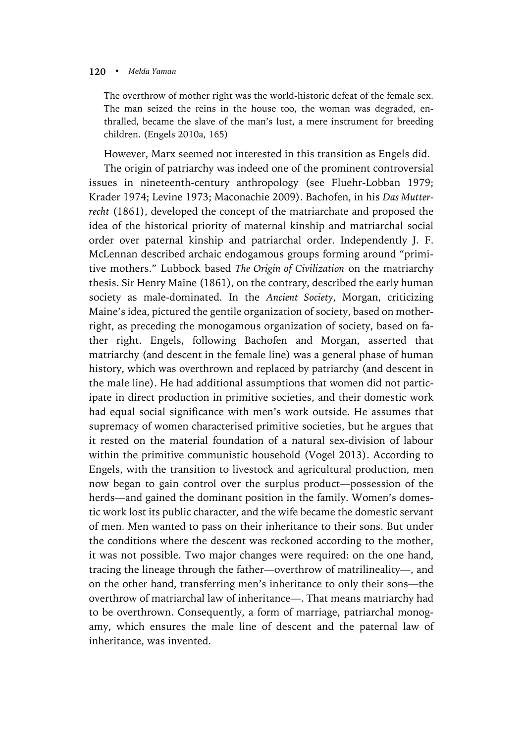> The overthrow of mother right was the world-historic defeat of the female sex. The man seized the reins in the house too, the woman was degraded, enthralled, became the slave of the man's lust, a mere instrument for breeding children. (Engels 2010a, 165)

However, Marx seemed not interested in this transition as Engels did.

The origin of patriarchy was indeed one of the prominent controversial issues in nineteenth-century anthropology (see Fluehr-Lobban 1979; Krader 1974; Levine 1973; Maconachie 2009). Bachofen, in his *Das Mutterrecht* (1861), developed the concept of the matriarchate and proposed the idea of the historical priority of maternal kinship and matriarchal social order over paternal kinship and patriarchal order. Independently J. F. McLennan described archaic endogamous groups forming around "primitive mothers." Lubbock based *The Origin of Civilization* on the matriarchy thesis. Sir Henry Maine (1861), on the contrary, described the early human society as male-dominated. In the *Ancient Society*, Morgan, criticizing Maine's idea, pictured the gentile organization of society, based on mother-right, as preceding the monogamous organization of society, based on father right. Engels, following Bachofen and Morgan, asserted that matriarchy (and descent in the female line) was a general phase of human history, which was overthrown and replaced by patriarchy (and descent in the male line). He had additional assumptions that women did not participate in direct production in primitive societies, and their domestic work had equal social significance with men's work outside. He assumes that supremacy of women characterised primitive societies, but he argues that it rested on the material foundation of a natural sex-division of labour within the primitive communistic household (Vogel 2013). According to Engels, with the transition to livestock and agricultural production, men now began to gain control over the surplus product—possession of the herds—and gained the dominant position in the family. Women's domestic work lost its public character, and the wife became the domestic servant of men. Men wanted to pass on their inheritance to their sons. But under the conditions where the descent was reckoned according to the mother, it was not possible. Two major changes were required: on the one hand, tracing the lineage through the father—overthrow of matrilineality—, and on the other hand, transferring men's inheritance to only their sons—the overthrow of matriarchal law of inheritance—. That means matriarchy had to be overthrown. Consequently, a form of marriage, patriarchal monogamy, which ensures the male line of descent and the paternal law of inheritance, was invented.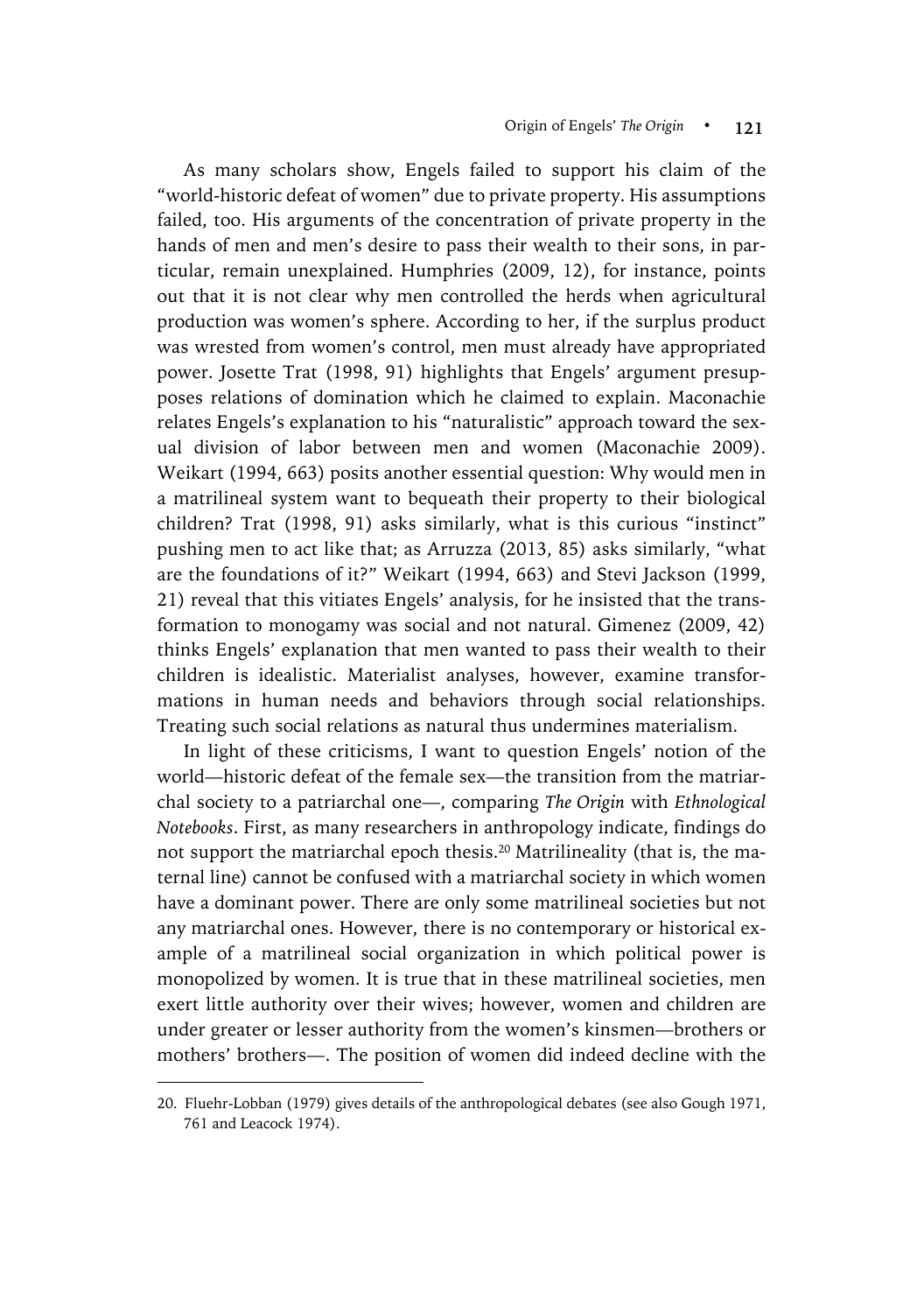As many scholars show, Engels failed to support his claim of the "world-historic defeat of women" due to private property. His assumptions failed, too. His arguments of the concentration of private property in the hands of men and men's desire to pass their wealth to their sons, in particular, remain unexplained. Humphries (2009, 12), for instance, points out that it is not clear why men controlled the herds when agricultural production was women's sphere. According to her, if the surplus product was wrested from women's control, men must already have appropriated power. Josette Trat (1998, 91) highlights that Engels' argument presupposes relations of domination which he claimed to explain. Maconachie relates Engels's explanation to his "naturalistic" approach toward the sexual division of labor between men and women (Maconachie 2009). Weikart (1994, 663) posits another essential question: Why would men in a matrilineal system want to bequeath their property to their biological children? Trat (1998, 91) asks similarly, what is this curious "instinct" pushing men to act like that; as Arruzza (2013, 85) asks similarly, "what are the foundations of it?" Weikart (1994, 663) and Stevi Jackson (1999, 21) reveal that this vitiates Engels' analysis, for he insisted that the transformation to monogamy was social and not natural. Gimenez (2009, 42) thinks Engels' explanation that men wanted to pass their wealth to their children is idealistic. Materialist analyses, however, examine transformations in human needs and behaviors through social relationships. Treating such social relations as natural thus undermines materialism.

In light of these criticisms, I want to question Engels' notion of the world—historic defeat of the female sex—the transition from the matriarchal society to a patriarchal one—, comparing *The Origin* with *Ethnological Notebooks*. First, as many researchers in anthropology indicate, findings do not support the matriarchal epoch thesis.[20] Matrilineality (that is, the maternal line) cannot be confused with a matriarchal society in which women have a dominant power. There are only some matrilineal societies but not any matriarchal ones. However, there is no contemporary or historical example of a matrilineal social organization in which political power is monopolized by women. It is true that in these matrilineal societies, men exert little authority over their wives; however, women and children are under greater or lesser authority from the women's kinsmen—brothers or mothers' brothers—. The position of women did indeed decline with the

20. Fluehr-Lobban (1979) gives details of the anthropological debates (see also Gough 1971, 761 and Leacock 1974).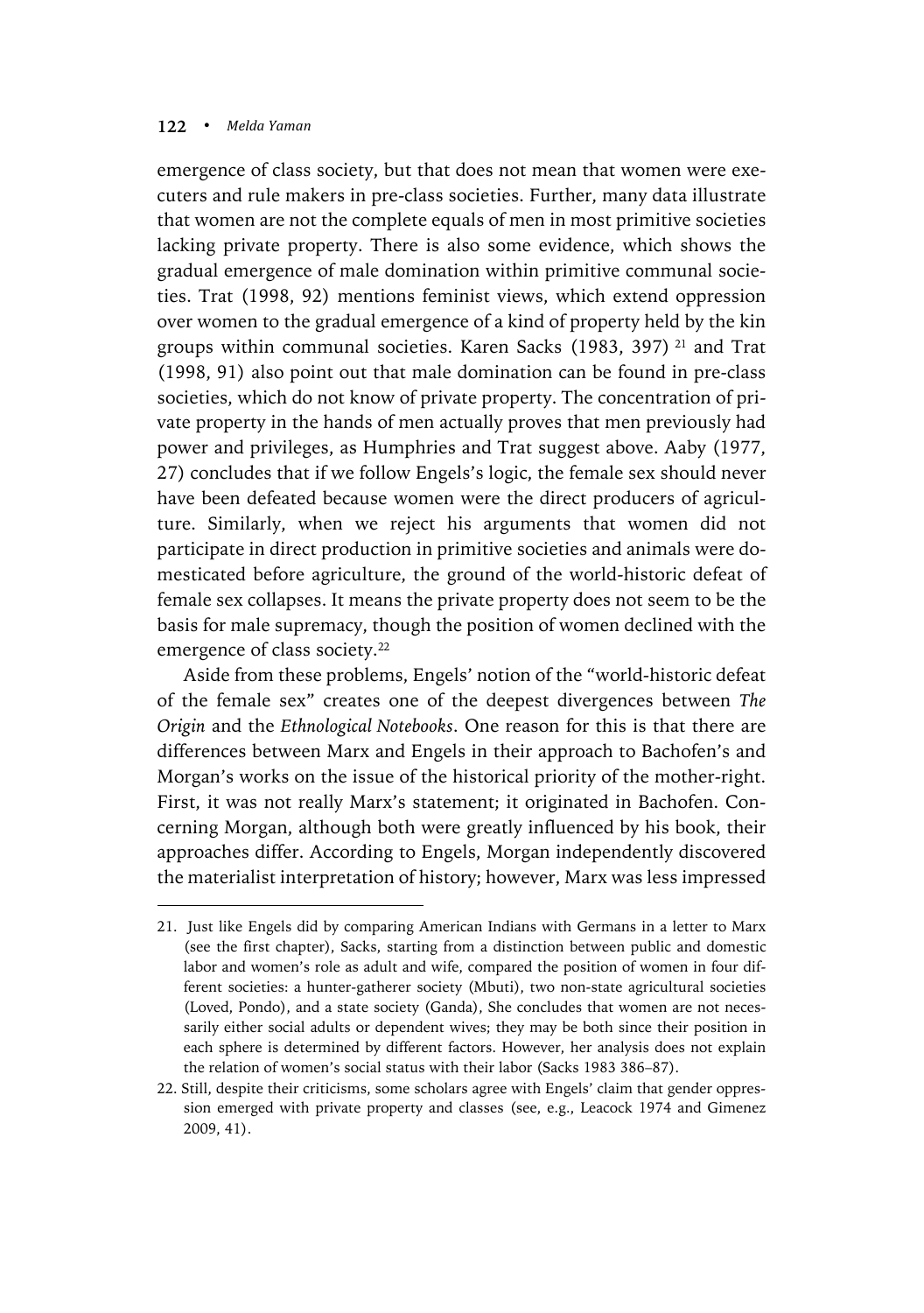emergence of class society, but that does not mean that women were executers and rule makers in pre-class societies. Further, many data illustrate that women are not the complete equals of men in most primitive societies lacking private property. There is also some evidence, which shows the gradual emergence of male domination within primitive communal societies. Trat (1998, 92) mentions feminist views, which extend oppression over women to the gradual emergence of a kind of property held by the kin groups within communal societies. Karen Sacks (1983, 397) [21] and Trat (1998, 91) also point out that male domination can be found in pre-class societies, which do not know of private property. The concentration of private property in the hands of men actually proves that men previously had power and privileges, as Humphries and Trat suggest above. Aaby (1977, 27) concludes that if we follow Engels's logic, the female sex should never have been defeated because women were the direct producers of agriculture. Similarly, when we reject his arguments that women did not participate in direct production in primitive societies and animals were domesticated before agriculture, the ground of the world-historic defeat of female sex collapses. It means the private property does not seem to be the basis for male supremacy, though the position of women declined with the emergence of class society.[22]

Aside from these problems, Engels' notion of the "world-historic defeat of the female sex" creates one of the deepest divergences between *The Origin* and the *Ethnological Notebooks*. One reason for this is that there are differences between Marx and Engels in their approach to Bachofen's and Morgan's works on the issue of the historical priority of the mother-right. First, it was not really Marx's statement; it originated in Bachofen. Concerning Morgan, although both were greatly influenced by his book, their approaches differ. According to Engels, Morgan independently discovered the materialist interpretation of history; however, Marx was less impressed

---

21. Just like Engels did by comparing American Indians with Germans in a letter to Marx (see the first chapter), Sacks, starting from a distinction between public and domestic labor and women's role as adult and wife, compared the position of women in four different societies: a hunter-gatherer society (Mbuti), two non-state agricultural societies (Loved, Pondo), and a state society (Ganda), She concludes that women are not necessarily either social adults or dependent wives; they may be both since their position in each sphere is determined by different factors. However, her analysis does not explain the relation of women's social status with their labor (Sacks 1983 386–87).

22. Still, despite their criticisms, some scholars agree with Engels' claim that gender oppression emerged with private property and classes (see, e.g., Leacock 1974 and Gimenez 2009, 41).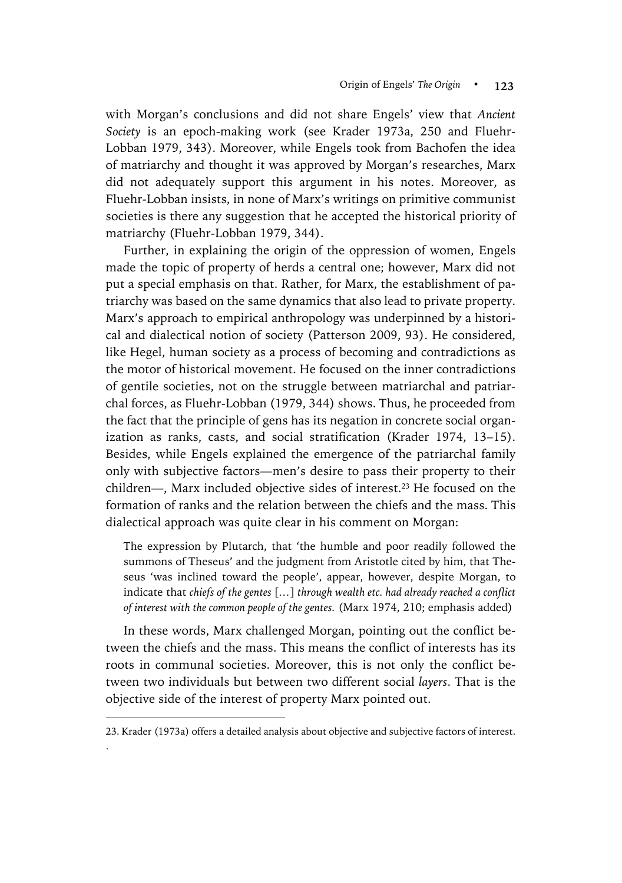with Morgan's conclusions and did not share Engels' view that *Ancient Society* is an epoch-making work (see Krader 1973a, 250 and Fluehr-Lobban 1979, 343). Moreover, while Engels took from Bachofen the idea of matriarchy and thought it was approved by Morgan's researches, Marx did not adequately support this argument in his notes. Moreover, as Fluehr-Lobban insists, in none of Marx's writings on primitive communist societies is there any suggestion that he accepted the historical priority of matriarchy (Fluehr-Lobban 1979, 344).

Further, in explaining the origin of the oppression of women, Engels made the topic of property of herds a central one; however, Marx did not put a special emphasis on that. Rather, for Marx, the establishment of patriarchy was based on the same dynamics that also lead to private property. Marx's approach to empirical anthropology was underpinned by a historical and dialectical notion of society (Patterson 2009, 93). He considered, like Hegel, human society as a process of becoming and contradictions as the motor of historical movement. He focused on the inner contradictions of gentile societies, not on the struggle between matriarchal and patriarchal forces, as Fluehr-Lobban (1979, 344) shows. Thus, he proceeded from the fact that the principle of gens has its negation in concrete social organization as ranks, casts, and social stratification (Krader 1974, 13–15). Besides, while Engels explained the emergence of the patriarchal family only with subjective factors—men's desire to pass their property to their children—, Marx included objective sides of interest.[23] He focused on the formation of ranks and the relation between the chiefs and the mass. This dialectical approach was quite clear in his comment on Morgan:

> The expression by Plutarch, that 'the humble and poor readily followed the summons of Theseus' and the judgment from Aristotle cited by him, that Theseus 'was inclined toward the people', appear, however, despite Morgan, to indicate that *chiefs of the gentes* […] *through wealth etc. had already reached a conflict of interest with the common people of the gentes.* (Marx 1974, 210; emphasis added)

In these words, Marx challenged Morgan, pointing out the conflict between the chiefs and the mass. This means the conflict of interests has its roots in communal societies. Moreover, this is not only the conflict between two individuals but between two different social *layers*. That is the objective side of the interest of property Marx pointed out.

---

23. Krader (1973a) offers a detailed analysis about objective and subjective factors of interest.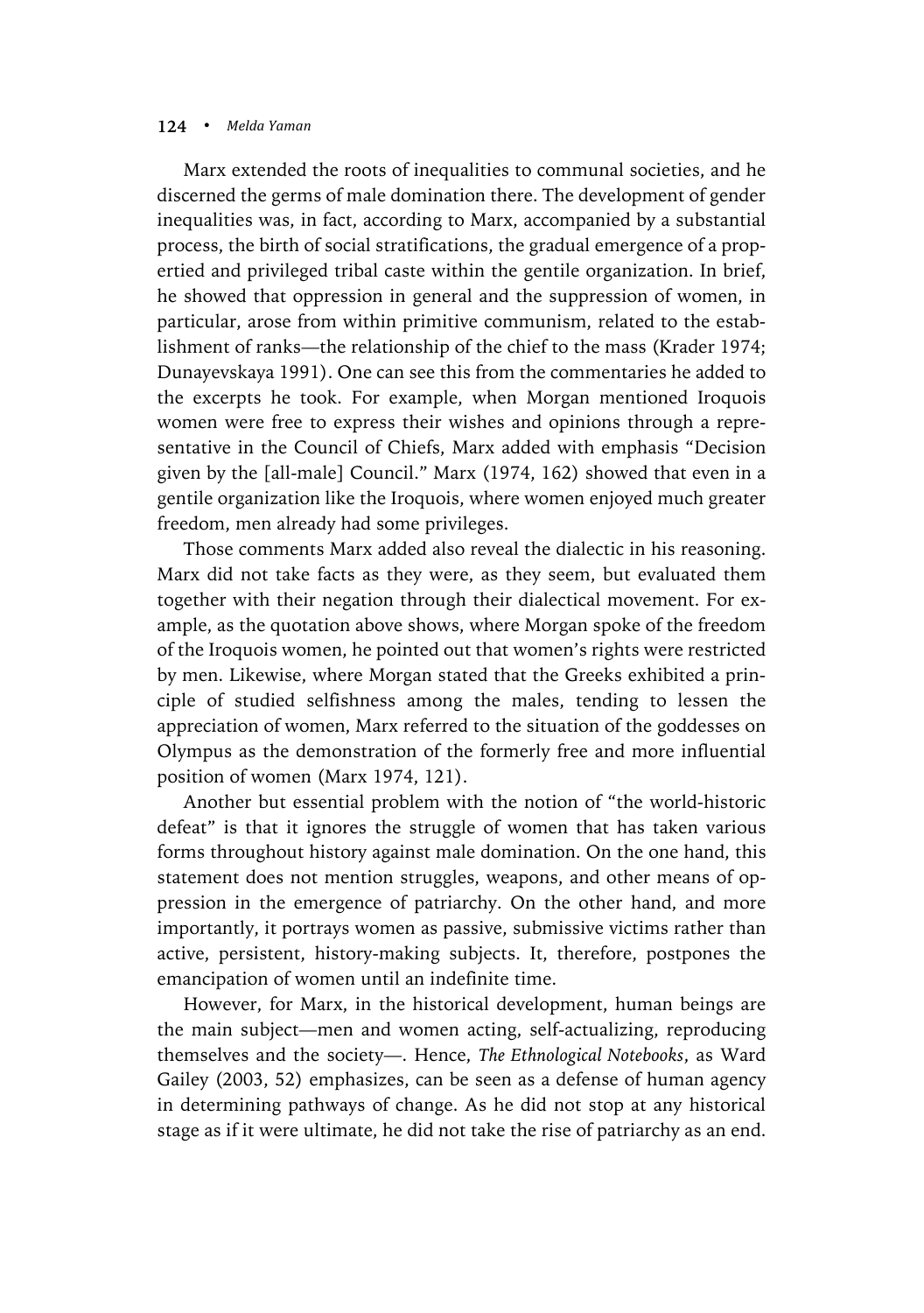Marx extended the roots of inequalities to communal societies, and he discerned the germs of male domination there. The development of gender inequalities was, in fact, according to Marx, accompanied by a substantial process, the birth of social stratifications, the gradual emergence of a propertied and privileged tribal caste within the gentile organization. In brief, he showed that oppression in general and the suppression of women, in particular, arose from within primitive communism, related to the establishment of ranks—the relationship of the chief to the mass (Krader 1974; Dunayevskaya 1991). One can see this from the commentaries he added to the excerpts he took. For example, when Morgan mentioned Iroquois women were free to express their wishes and opinions through a representative in the Council of Chiefs, Marx added with emphasis "Decision given by the [all-male] Council." Marx (1974, 162) showed that even in a gentile organization like the Iroquois, where women enjoyed much greater freedom, men already had some privileges.

Those comments Marx added also reveal the dialectic in his reasoning. Marx did not take facts as they were, as they seem, but evaluated them together with their negation through their dialectical movement. For example, as the quotation above shows, where Morgan spoke of the freedom of the Iroquois women, he pointed out that women's rights were restricted by men. Likewise, where Morgan stated that the Greeks exhibited a principle of studied selfishness among the males, tending to lessen the appreciation of women, Marx referred to the situation of the goddesses on Olympus as the demonstration of the formerly free and more influential position of women (Marx 1974, 121).

Another but essential problem with the notion of "the world-historic defeat" is that it ignores the struggle of women that has taken various forms throughout history against male domination. On the one hand, this statement does not mention struggles, weapons, and other means of oppression in the emergence of patriarchy. On the other hand, and more importantly, it portrays women as passive, submissive victims rather than active, persistent, history-making subjects. It, therefore, postpones the emancipation of women until an indefinite time.

However, for Marx, in the historical development, human beings are the main subject—men and women acting, self-actualizing, reproducing themselves and the society—. Hence, *The Ethnological Notebooks*, as Ward Gailey (2003, 52) emphasizes, can be seen as a defense of human agency in determining pathways of change. As he did not stop at any historical stage as if it were ultimate, he did not take the rise of patriarchy as an end.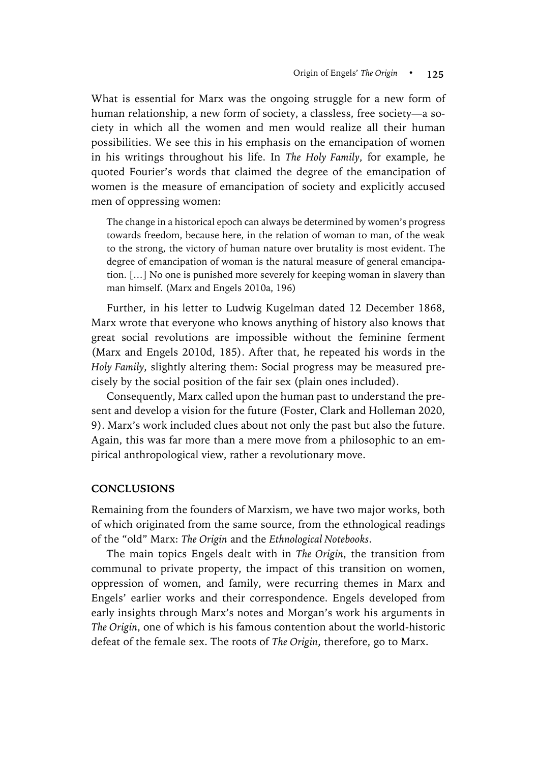What is essential for Marx was the ongoing struggle for a new form of human relationship, a new form of society, a classless, free society—a society in which all the women and men would realize all their human possibilities. We see this in his emphasis on the emancipation of women in his writings throughout his life. In *The Holy Family*, for example, he quoted Fourier's words that claimed the degree of the emancipation of women is the measure of emancipation of society and explicitly accused men of oppressing women:

> The change in a historical epoch can always be determined by women's progress towards freedom, because here, in the relation of woman to man, of the weak to the strong, the victory of human nature over brutality is most evident. The degree of emancipation of woman is the natural measure of general emancipation. [...] No one is punished more severely for keeping woman in slavery than man himself. (Marx and Engels 2010a, 196)

Further, in his letter to Ludwig Kugelman dated 12 December 1868, Marx wrote that everyone who knows anything of history also knows that great social revolutions are impossible without the feminine ferment (Marx and Engels 2010d, 185). After that, he repeated his words in the *Holy Family*, slightly altering them: Social progress may be measured precisely by the social position of the fair sex (plain ones included).

Consequently, Marx called upon the human past to understand the present and develop a vision for the future (Foster, Clark and Holleman 2020, 9). Marx's work included clues about not only the past but also the future. Again, this was far more than a mere move from a philosophic to an empirical anthropological view, rather a revolutionary move.

## CONCLUSIONS

Remaining from the founders of Marxism, we have two major works, both of which originated from the same source, from the ethnological readings of the "old" Marx: *The Origin* and the *Ethnological Notebooks*.

The main topics Engels dealt with in *The Origin*, the transition from communal to private property, the impact of this transition on women, oppression of women, and family, were recurring themes in Marx and Engels' earlier works and their correspondence. Engels developed from early insights through Marx's notes and Morgan's work his arguments in *The Origin*, one of which is his famous contention about the world-historic defeat of the female sex. The roots of *The Origin*, therefore, go to Marx.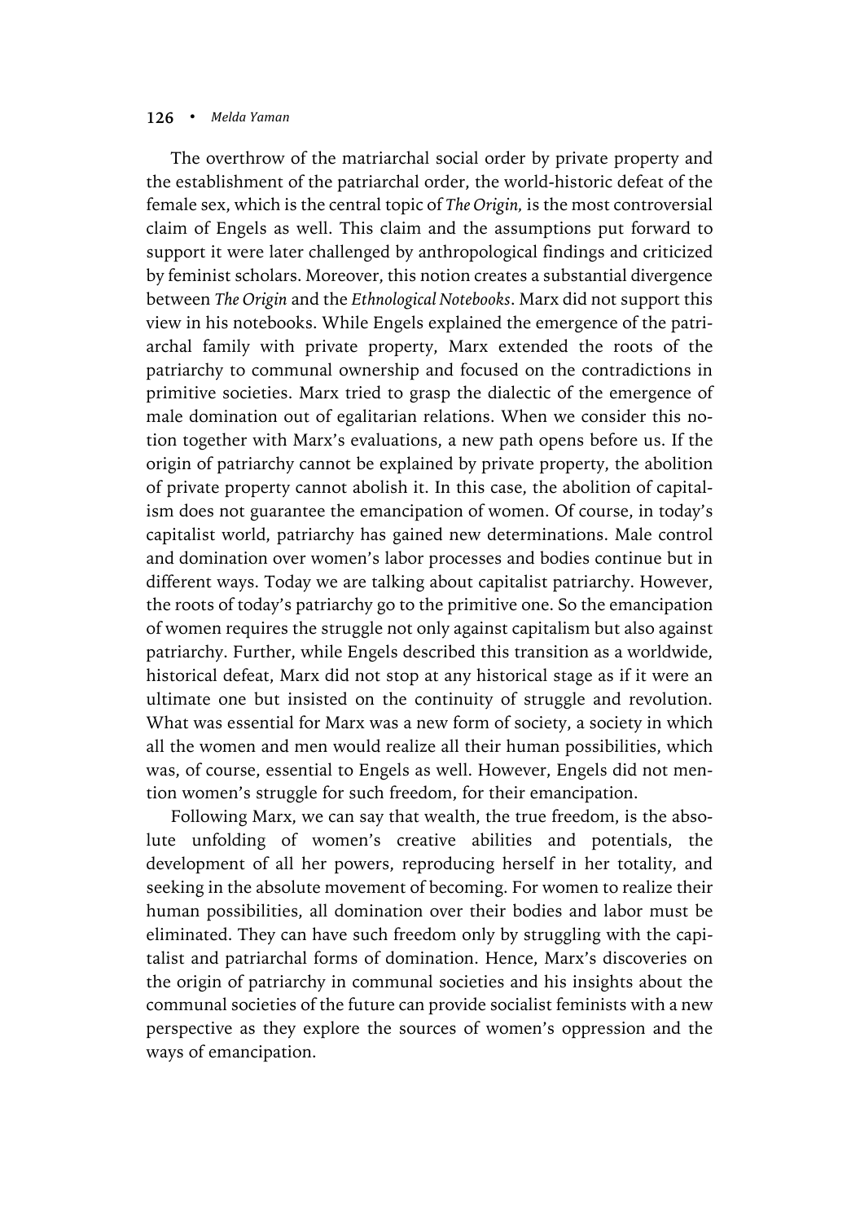The overthrow of the matriarchal social order by private property and the establishment of the patriarchal order, the world-historic defeat of the female sex, which is the central topic of *The Origin,* is the most controversial claim of Engels as well. This claim and the assumptions put forward to support it were later challenged by anthropological findings and criticized by feminist scholars. Moreover, this notion creates a substantial divergence between *The Origin* and the *Ethnological Notebooks*. Marx did not support this view in his notebooks. While Engels explained the emergence of the patriarchal family with private property, Marx extended the roots of the patriarchy to communal ownership and focused on the contradictions in primitive societies. Marx tried to grasp the dialectic of the emergence of male domination out of egalitarian relations. When we consider this notion together with Marx's evaluations, a new path opens before us. If the origin of patriarchy cannot be explained by private property, the abolition of private property cannot abolish it. In this case, the abolition of capitalism does not guarantee the emancipation of women. Of course, in today's capitalist world, patriarchy has gained new determinations. Male control and domination over women's labor processes and bodies continue but in different ways. Today we are talking about capitalist patriarchy. However, the roots of today's patriarchy go to the primitive one. So the emancipation of women requires the struggle not only against capitalism but also against patriarchy. Further, while Engels described this transition as a worldwide, historical defeat, Marx did not stop at any historical stage as if it were an ultimate one but insisted on the continuity of struggle and revolution. What was essential for Marx was a new form of society, a society in which all the women and men would realize all their human possibilities, which was, of course, essential to Engels as well. However, Engels did not mention women's struggle for such freedom, for their emancipation.

Following Marx, we can say that wealth, the true freedom, is the absolute unfolding of women's creative abilities and potentials, the development of all her powers, reproducing herself in her totality, and seeking in the absolute movement of becoming. For women to realize their human possibilities, all domination over their bodies and labor must be eliminated. They can have such freedom only by struggling with the capitalist and patriarchal forms of domination. Hence, Marx's discoveries on the origin of patriarchy in communal societies and his insights about the communal societies of the future can provide socialist feminists with a new perspective as they explore the sources of women's oppression and the ways of emancipation.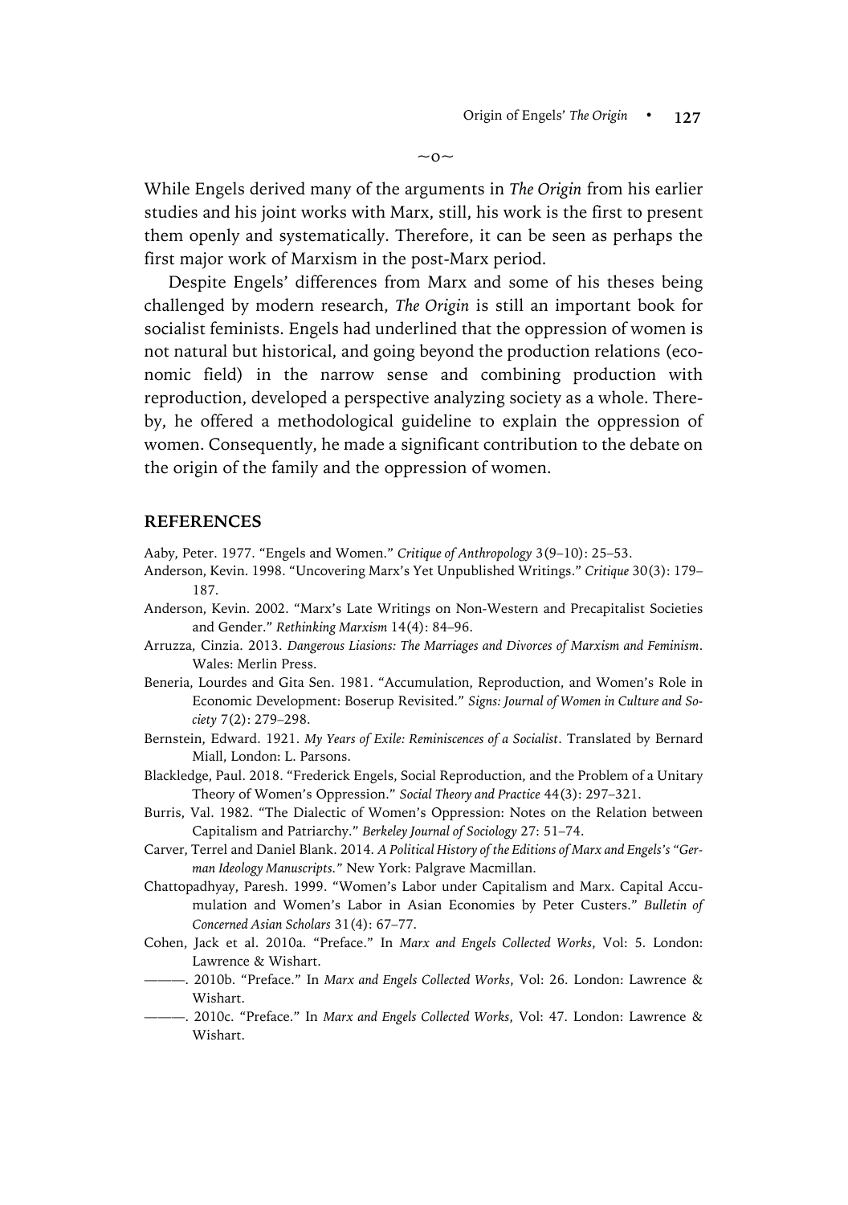~o~

While Engels derived many of the arguments in *The Origin* from his earlier studies and his joint works with Marx, still, his work is the first to present them openly and systematically. Therefore, it can be seen as perhaps the first major work of Marxism in the post-Marx period.

Despite Engels' differences from Marx and some of his theses being challenged by modern research, *The Origin* is still an important book for socialist feminists. Engels had underlined that the oppression of women is not natural but historical, and going beyond the production relations (economic field) in the narrow sense and combining production with reproduction, developed a perspective analyzing society as a whole. Thereby, he offered a methodological guideline to explain the oppression of women. Consequently, he made a significant contribution to the debate on the origin of the family and the oppression of women.

## REFERENCES

Aaby, Peter. 1977. "Engels and Women." *Critique of Anthropology* 3(9–10): 25–53.

Anderson, Kevin. 1998. "Uncovering Marx's Yet Unpublished Writings." *Critique* 30(3): 179–187.

Anderson, Kevin. 2002. "Marx's Late Writings on Non-Western and Precapitalist Societies and Gender." *Rethinking Marxism* 14(4): 84–96.

Arruzza, Cinzia. 2013. *Dangerous Liasions: The Marriages and Divorces of Marxism and Feminism*. Wales: Merlin Press.

Beneria, Lourdes and Gita Sen. 1981. "Accumulation, Reproduction, and Women's Role in Economic Development: Boserup Revisited." *Signs: Journal of Women in Culture and Society* 7(2): 279–298.

Bernstein, Edward. 1921. *My Years of Exile: Reminiscences of a Socialist*. Translated by Bernard Miall, London: L. Parsons.

Blackledge, Paul. 2018. "Frederick Engels, Social Reproduction, and the Problem of a Unitary Theory of Women's Oppression." *Social Theory and Practice* 44(3): 297–321.

Burris, Val. 1982. "The Dialectic of Women's Oppression: Notes on the Relation between Capitalism and Patriarchy." *Berkeley Journal of Sociology* 27: 51–74.

Carver, Terrel and Daniel Blank. 2014. *A Political History of the Editions of Marx and Engels's "German Ideology Manuscripts."* New York: Palgrave Macmillan.

Chattopadhyay, Paresh. 1999. "Women's Labor under Capitalism and Marx. Capital Accumulation and Women's Labor in Asian Economies by Peter Custers." *Bulletin of Concerned Asian Scholars* 31(4): 67–77.

Cohen, Jack et al. 2010a. "Preface." In *Marx and Engels Collected Works*, Vol: 5. London: Lawrence & Wishart.

———. 2010b. "Preface." In *Marx and Engels Collected Works*, Vol: 26. London: Lawrence & Wishart.

———. 2010c. "Preface." In *Marx and Engels Collected Works*, Vol: 47. London: Lawrence & Wishart.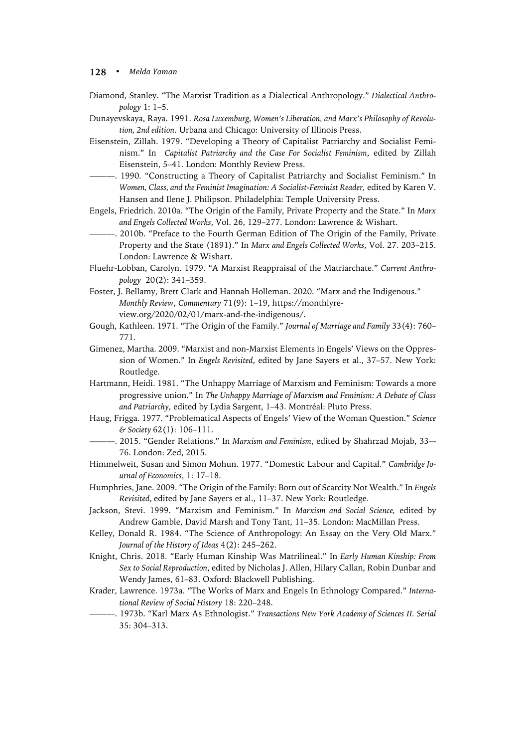Diamond, Stanley. "The Marxist Tradition as a Dialectical Anthropology." *Dialectical Anthropology* 1: 1–5.

Dunayevskaya, Raya. 1991. *Rosa Luxemburg, Women's Liberation, and Marx's Philosophy of Revolution, 2nd edition*. Urbana and Chicago: University of Illinois Press.

Eisenstein, Zillah. 1979. "Developing a Theory of Capitalist Patriarchy and Socialist Feminism." In *Capitalist Patriarchy and the Case For Socialist Feminism*, edited by Zillah Eisenstein, 5–41. London: Monthly Review Press.

———. 1990. "Constructing a Theory of Capitalist Patriarchy and Socialist Feminism." In *Women, Class, and the Feminist Imagination: A Socialist-Feminist Reader*, edited by Karen V. Hansen and Ilene J. Philipson. Philadelphia: Temple University Press.

Engels, Friedrich. 2010a. "The Origin of the Family, Private Property and the State." In *Marx and Engels Collected Works*, Vol. 26, 129–277. London: Lawrence & Wishart.

———. 2010b. "Preface to the Fourth German Edition of The Origin of the Family, Private Property and the State (1891)." In *Marx and Engels Collected Works*, Vol. 27. 203–215. London: Lawrence & Wishart.

Fluehr-Lobban, Carolyn. 1979. "A Marxist Reappraisal of the Matriarchate." *Current Anthropology* 20(2): 341–359.

Foster, J. Bellamy, Brett Clark and Hannah Holleman. 2020. "Marx and the Indigenous." *Monthly Review*, *Commentary* 71(9): 1–19, https://monthlyreview.org/2020/02/01/marx-and-the-indigenous/.

Gough, Kathleen. 1971. "The Origin of the Family." *Journal of Marriage and Family* 33(4): 760–771.

Gimenez, Martha. 2009. "Marxist and non-Marxist Elements in Engels' Views on the Oppression of Women." In *Engels Revisited*, edited by Jane Sayers et al., 37–57. New York: Routledge.

Hartmann, Heidi. 1981. "The Unhappy Marriage of Marxism and Feminism: Towards a more progressive union." In *The Unhappy Marriage of Marxism and Feminism: A Debate of Class and Patriarchy*, edited by Lydia Sargent, 1–43. Montréal: Pluto Press.

Haug, Frigga. 1977. "Problematical Aspects of Engels' View of the Woman Question." *Science & Society* 62(1): 106–111.

———. 2015. "Gender Relations." In *Marxism and Feminism*, edited by Shahrzad Mojab, 33–-76. London: Zed, 2015.

Himmelweit, Susan and Simon Mohun. 1977. "Domestic Labour and Capital." *Cambridge Journal of Economics*, 1: 17–18.

Humphries, Jane. 2009. "The Origin of the Family: Born out of Scarcity Not Wealth." In *Engels Revisited*, edited by Jane Sayers et al., 11–37. New York: Routledge.

Jackson, Stevi. 1999. "Marxism and Feminism." In *Marxism and Social Science*, edited by Andrew Gamble, David Marsh and Tony Tant, 11–35. London: MacMillan Press.

Kelley, Donald R. 1984. "The Science of Anthropology: An Essay on the Very Old Marx." *Journal of the History of Ideas* 4(2): 245–262.

Knight, Chris. 2018. "Early Human Kinship Was Matrilineal." In *Early Human Kinship: From Sex to Social Reproduction*, edited by Nicholas J. Allen, Hilary Callan, Robin Dunbar and Wendy James, 61–83. Oxford: Blackwell Publishing.

Krader, Lawrence. 1973a. "The Works of Marx and Engels In Ethnology Compared." *International Review of Social History* 18: 220–248.

———. 1973b. "Karl Marx As Ethnologist." *Transactions New York Academy of Sciences II. Serial* 35: 304–313.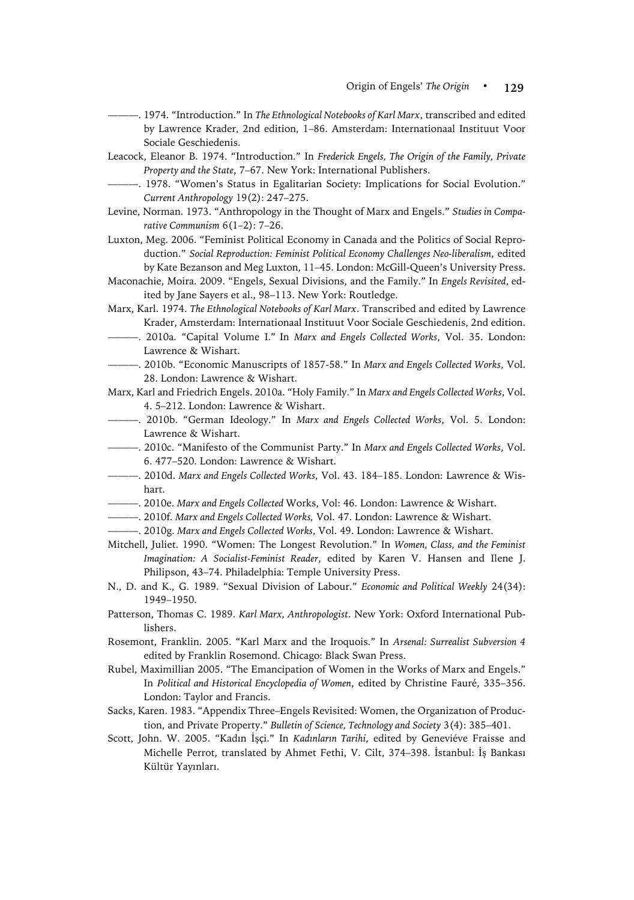———. 1974. "Introduction." In *The Ethnological Notebooks of Karl Marx*, transcribed and edited by Lawrence Krader, 2nd edition, 1–86. Amsterdam: Internationaal Instituut Voor Sociale Geschiedenis.

Leacock, Eleanor B. 1974. "Introduction." In *Frederick Engels, The Origin of the Family, Private Property and the State*, 7–67. New York: International Publishers.

———. 1978. "Women's Status in Egalitarian Society: Implications for Social Evolution." *Current Anthropology* 19(2): 247–275.

Levine, Norman. 1973. "Anthropology in the Thought of Marx and Engels." *Studies in Comparative Communism* 6(1–2): 7–26.

Luxton, Meg. 2006. "Feminist Political Economy in Canada and the Politics of Social Reproduction." *Social Reproduction: Feminist Political Economy Challenges Neo-liberalism*, edited by Kate Bezanson and Meg Luxton, 11–45. London: McGill-Queen's University Press.

Maconachie, Moira. 2009. "Engels, Sexual Divisions, and the Family." In *Engels Revisited*, edited by Jane Sayers et al., 98–113. New York: Routledge.

Marx, Karl. 1974. *The Ethnological Notebooks of Karl Marx*. Transcribed and edited by Lawrence Krader, Amsterdam: Internationaal Instituut Voor Sociale Geschiedenis, 2nd edition.

———. 2010a. "Capital Volume I." In *Marx and Engels Collected Works*, Vol. 35. London: Lawrence & Wishart.

———. 2010b. "Economic Manuscripts of 1857-58." In *Marx and Engels Collected Works*, Vol. 28. London: Lawrence & Wishart.

Marx, Karl and Friedrich Engels. 2010a. "Holy Family." In *Marx and Engels Collected Works*, Vol. 4. 5–212. London: Lawrence & Wishart.

———. 2010b. "German Ideology." In *Marx and Engels Collected Works*, Vol. 5. London: Lawrence & Wishart.

———. 2010c. "Manifesto of the Communist Party." In *Marx and Engels Collected Works*, Vol. 6. 477–520. London: Lawrence & Wishart.

———. 2010d. *Marx and Engels Collected Works*, Vol. 43. 184–185. London: Lawrence & Wishart.

———. 2010e. *Marx and Engels Collected* Works, Vol: 46. London: Lawrence & Wishart.

———. 2010f. *Marx and Engels Collected Works,* Vol. 47. London: Lawrence & Wishart.

———. 2010g. *Marx and Engels Collected Works*, Vol. 49. London: Lawrence & Wishart.

Mitchell, Juliet. 1990. "Women: The Longest Revolution." In *Women, Class, and the Feminist Imagination: A Socialist-Feminist Reader*, edited by Karen V. Hansen and Ilene J. Philipson, 43–74. Philadelphia: Temple University Press.

N., D. and K., G. 1989. "Sexual Division of Labour." *Economic and Political Weekly* 24(34): 1949–1950.

Patterson, Thomas C. 1989. *Karl Marx, Anthropologist*. New York: Oxford International Publishers.

Rosemont, Franklin. 2005. "Karl Marx and the Iroquois." In *Arsenal: Surrealist Subversion 4* edited by Franklin Rosemond. Chicago: Black Swan Press.

Rubel, Maximillian 2005. "The Emancipation of Women in the Works of Marx and Engels." In *Political and Historical Encyclopedia of Women*, edited by Christine Fauré, 335–356. London: Taylor and Francis.

Sacks, Karen. 1983. "Appendix Three–Engels Revisited: Women, the Organizatıon of Production, and Private Property." *Bulletin of Science, Technology and Society* 3(4): 385–401.

Scott, John. W. 2005. "Kadın İşçi." In *Kadınların Tarihi*, edited by Geneviéve Fraisse and Michelle Perrot, translated by Ahmet Fethi, V. Cilt, 374–398. İstanbul: İş Bankası Kültür Yayınları.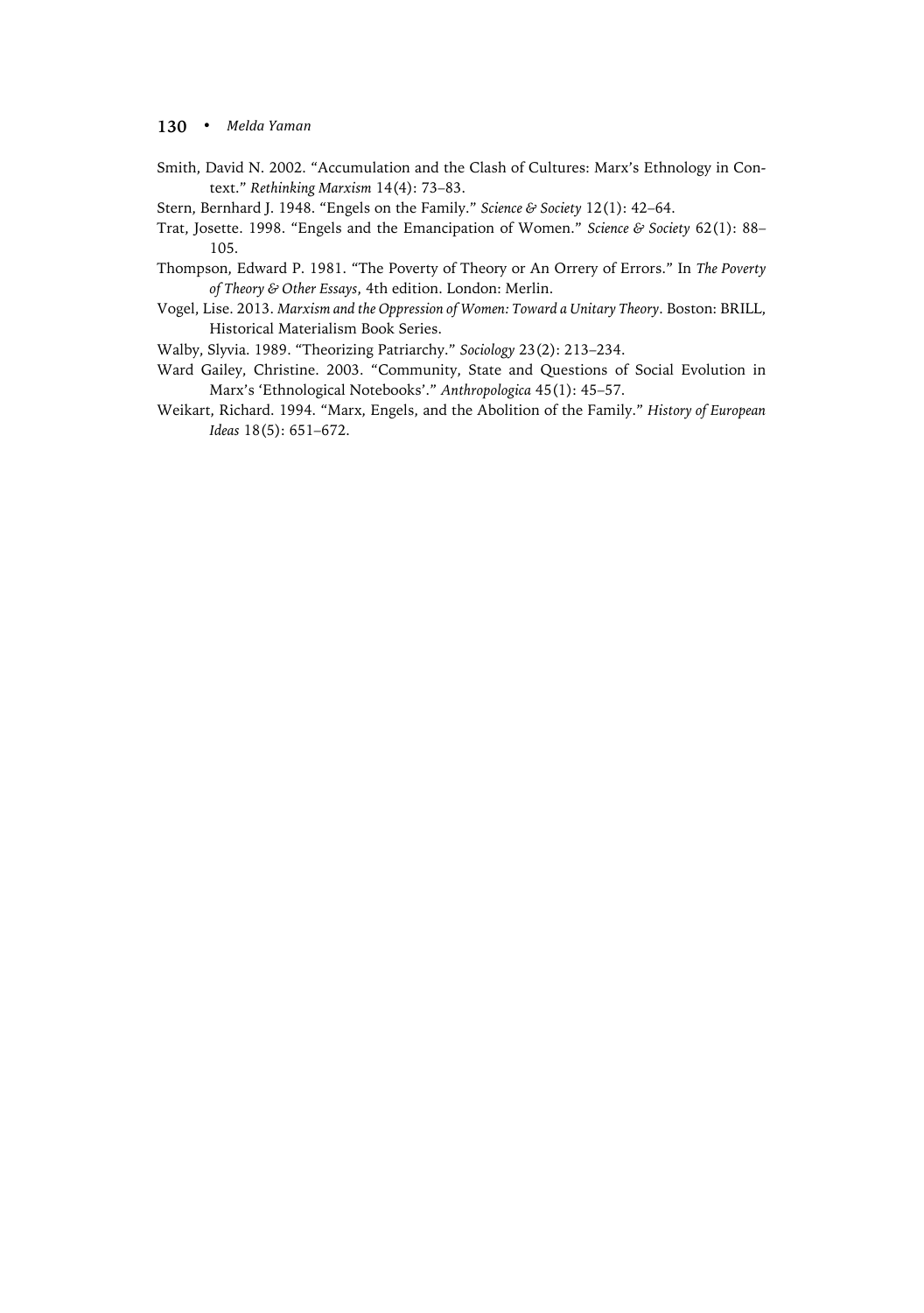Smith, David N. 2002. "Accumulation and the Clash of Cultures: Marx's Ethnology in Context." *Rethinking Marxism* 14(4): 73–83.

Stern, Bernhard J. 1948. "Engels on the Family." *Science & Society* 12(1): 42–64.

Trat, Josette. 1998. "Engels and the Emancipation of Women." *Science & Society* 62(1): 88–105.

Thompson, Edward P. 1981. "The Poverty of Theory or An Orrery of Errors." In *The Poverty of Theory & Other Essays*, 4th edition. London: Merlin.

Vogel, Lise. 2013. *Marxism and the Oppression of Women: Toward a Unitary Theory*. Boston: BRILL, Historical Materialism Book Series.

Walby, Slyvia. 1989. "Theorizing Patriarchy." *Sociology* 23(2): 213–234.

Ward Gailey, Christine. 2003. "Community, State and Questions of Social Evolution in Marx's 'Ethnological Notebooks'." *Anthropologica* 45(1): 45–57.

Weikart, Richard. 1994. "Marx, Engels, and the Abolition of the Family." *History of European Ideas* 18(5): 651–672.